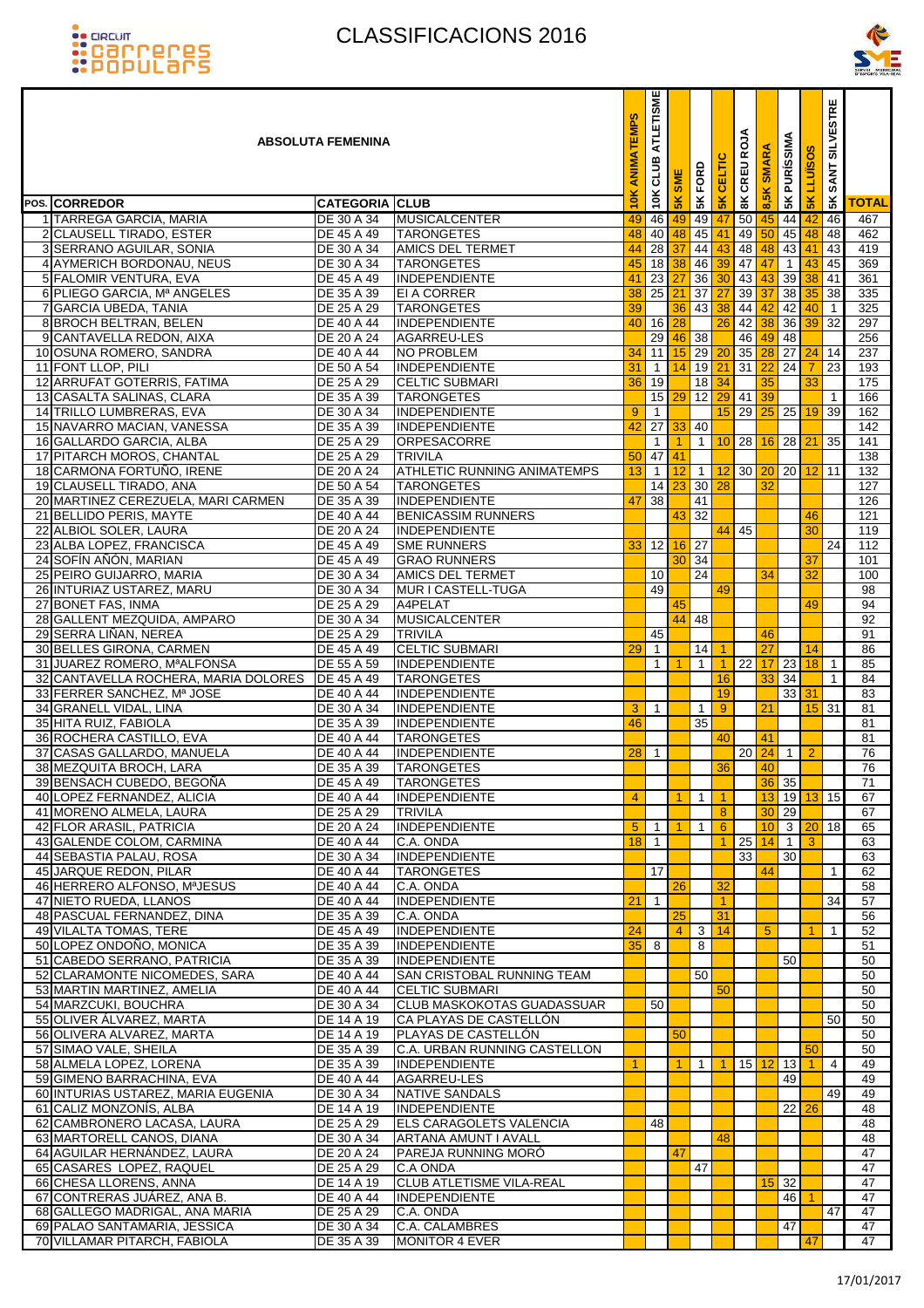# CLASSIFICACIONS 2016

## ABSOLUTA FEMENINA

| POS. | CORREDOR | CATEGORIA | CLUB | 10K ANIMATEMPS | 10K CLUB ATLETISME | 5K SME | 5K FORD | 5K CELTIC | 8K CREU ROJA | 8.5K SMARA | 5K PURÍSSIMA | 5K LLUÏSOS | 5K SANT SILVESTRE | TOTAL |
|---|---|---|---|---|---|---|---|---|---|---|---|---|---|---|
| 1 | TARREGA GARCIA, MARIA | DE 30 A 34 | MUSICALCENTER | 49 | 46 | 49 | 49 | 47 | 50 | 45 | 44 | 42 | 46 | 467 |
| 2 | CLAUSELL TIRADO, ESTER | DE 45 A 49 | TARONGETES | 48 | 40 | 48 | 45 | 41 | 49 | 50 | 45 | 48 | 48 | 462 |
| 3 | SERRANO AGUILAR, SONIA | DE 45 A 49 | AMICS DEL TERMET | 44 | 28 | 37 | 44 | 43 | 48 | 48 | 43 | 41 | 43 | 419 |
| 4 | AYMERICH BORDONAU, NEUS | DE 30 A 34 | TARONGETES | 45 | 18 | 38 | 46 | 39 | 47 | 47 | 1 | 43 | 45 | 369 |
| 5 | FALOMIR VENTURA, EVA | DE 45 A 49 | INDEPENDIENTE | 41 | 23 | 27 | 36 | 30 | 43 | 43 | 39 | 38 | 41 | 361 |
| 6 | PLIEGO GARCIA, Mª ANGELES | DE 35 A 39 | EI A CORRER | 38 | 25 | 21 | 37 | 27 | 39 | 37 | 38 | 35 | 38 | 335 |
| 7 | GARCIA UBEDA, TANIA | DE 25 A 29 | TARONGETES | 39 | | 36 | 43 | 38 | 44 | 42 | 42 | 40 | 1 | 325 |
| 8 | BROCH BELTRAN, BELEN | DE 40 A 44 | INDEPENDIENTE | 40 | 16 | 28 | | 26 | 42 | 38 | 36 | 39 | 32 | 297 |
| 9 | CANTAVELLA REDON, AIXA | DE 20 A 24 | AGARREU-LES | | 29 | 46 | 38 | | 46 | 49 | 48 | | | 256 |
| 10 | OSUNA ROMERO, SANDRA | DE 40 A 44 | NO PROBLEM | 34 | 11 | 15 | 29 | 20 | 35 | 28 | 27 | 24 | 14 | 237 |
| 11 | FONT LLOP, PILI | DE 50 A 54 | INDEPENDIENTE | 31 | 1 | 14 | 19 | 21 | 31 | 22 | 24 | 7 | 23 | 193 |
| 12 | ARRUFAT GOTERRIS, FATIMA | DE 25 A 29 | CELTIC SUBMARI | 36 | 19 | | 18 | 34 | | 35 | | 33 | | 175 |
| 13 | CASALTA SALINAS, CLARA | DE 35 A 39 | TARONGETES | | 15 | 29 | 12 | 29 | 41 | 39 | | | 1 | 166 |
| 14 | TRILLO LUMBRERAS, EVA | DE 30 A 34 | INDEPENDIENTE | 9 | 1 | | | 15 | 29 | 25 | 25 | 19 | 39 | 162 |
| 15 | NAVARRO MACIAN, VANESSA | DE 35 A 39 | INDEPENDIENTE | 42 | 27 | 33 | 40 | | | | | | | 142 |
| 16 | GALLARDO GARCIA, ALBA | DE 25 A 29 | ORPESACORRE | | 1 | 1 | 1 | 10 | 28 | 16 | 28 | 21 | 35 | 141 |
| 17 | PITARCH MOROS, CHANTAL | DE 25 A 29 | TRIVILA | 50 | 47 | 41 | | | | | | | | 138 |
| 18 | CARMONA FORTUÑO, IRENE | DE 20 A 24 | ATHLETIC RUNNING ANIMATEMPS | 13 | 1 | 12 | 1 | 12 | 30 | 20 | 20 | 12 | 11 | 132 |
| 19 | CLAUSELL TIRADO, ANA | DE 50 A 54 | TARONGETES | | 14 | 23 | 30 | 28 | | 32 | | | | 127 |
| 20 | MARTINEZ CEREZUELA, MARI CARMEN | DE 35 A 39 | INDEPENDIENTE | 47 | 38 | | 41 | | | | | | | 126 |
| 21 | BELLIDO PERIS, MAYTE | DE 40 A 44 | BENICASSIM RUNNERS | | | 43 | 32 | | | | | 46 | | 121 |
| 22 | ALBIOL SOLER, LAURA | DE 20 A 24 | INDEPENDIENTE | | | | | 44 | 45 | | | 30 | | 119 |
| 23 | ALBA LOPEZ, FRANCISCA | DE 45 A 49 | SME RUNNERS | 33 | 12 | 16 | 27 | | | | | | 24 | 112 |
| 24 | SOFÍN AÑÓN, MARIAN | DE 45 A 49 | GRAO RUNNERS | | | 30 | 34 | | | | | 37 | | 101 |
| 25 | PEIRO GUIJARRO, MARIA | DE 30 A 34 | AMICS DEL TERMET | | 10 | | 24 | | | 34 | | 32 | | 100 |
| 26 | INTURIAZ USTAREZ, MARU | DE 30 A 34 | MUR I CASTELL-TUGA | | 49 | | | 49 | | | | | | 98 |
| 27 | BONET FAS, INMA | DE 25 A 29 | A4PELAT | | | 45 | | | | | | 49 | | 94 |
| 28 | GALLENT MEZQUIDA, AMPARO | DE 30 A 34 | MUSICALCENTER | | | 44 | 48 | | | | | | | 92 |
| 29 | SERRA LIÑAN, NEREA | DE 25 A 29 | TRIVILA | | 45 | | | | | 46 | | | | 91 |
| 30 | BELLES GIRONA, CARMEN | DE 45 A 49 | CELTIC SUBMARI | 29 | 1 | | 14 | 1 | | 27 | | 14 | | 86 |
| 31 | JUAREZ ROMERO, MªALFONSA | DE 55 A 59 | INDEPENDIENTE | | 1 | 1 | 1 | 1 | 22 | 17 | 23 | 18 | 1 | 85 |
| 32 | CANTAVELLA ROCHERA, MARIA DOLORES | DE 45 A 49 | TARONGETES | | | | | 16 | | 33 | 34 | | 1 | 84 |
| 33 | FERRER SANCHEZ, Mª JOSE | DE 40 A 44 | INDEPENDIENTE | | | | | 19 | | | 33 | 31 | | 83 |
| 34 | GRANELL VIDAL, LINA | DE 30 A 34 | INDEPENDIENTE | 3 | 1 | | 1 | 9 | | 21 | | 15 | 31 | 81 |
| 35 | HITA RUIZ, FABIOLA | DE 35 A 39 | INDEPENDIENTE | 46 | | | 35 | | | | | | | 81 |
| 36 | ROCHERA CASTILLO, EVA | DE 40 A 44 | TARONGETES | | | | | 40 | | 41 | | | | 81 |
| 37 | CASAS GALLARDO, MANUELA | DE 40 A 44 | INDEPENDIENTE | 28 | 1 | | | | 20 | 24 | 1 | 2 | | 76 |
| 38 | MEZQUITA BROCH, LARA | DE 35 A 39 | TARONGETES | | | | | 36 | | 40 | | | | 76 |
| 39 | BENSACH CUBEDO, BEGOÑA | DE 45 A 49 | TARONGETES | | | | | | | 36 | 35 | | | 71 |
| 40 | LOPEZ FERNANDEZ, ALICIA | DE 40 A 44 | INDEPENDIENTE | 4 | | 1 | 1 | 1 | | 13 | 19 | 13 | 15 | 67 |
| 41 | MORENO ALMELA, LAURA | DE 25 A 29 | TRIVILA | | | | | 8 | | 30 | 29 | | | 67 |
| 42 | FLOR ARASIL, PATRICIA | DE 20 A 24 | INDEPENDIENTE | 5 | 1 | 1 | 1 | 6 | | 10 | 3 | 20 | 18 | 65 |
| 43 | GALENDE COLOM, CARMINA | DE 40 A 44 | C.A. ONDA | 18 | 1 | | | 1 | 25 | 14 | 1 | 3 | | 63 |
| 44 | SEBASTIA PALAU, ROSA | DE 30 A 34 | INDEPENDIENTE | | | | | | 33 | | 30 | | | 63 |
| 45 | JARQUE REDON, PILAR | DE 40 A 44 | TARONGETES | | 17 | | | | | 44 | | | 1 | 62 |
| 46 | HERRERO ALFONSO, MªJESUS | DE 40 A 44 | C.A. ONDA | | | 26 | | 32 | | | | | | 58 |
| 47 | NIETO RUEDA, LLANOS | DE 40 A 44 | INDEPENDIENTE | 21 | 1 | | | 1 | | | | | 34 | 57 |
| 48 | PASCUAL FERNANDEZ, DINA | DE 35 A 39 | C.A. ONDA | | | 25 | | 31 | | | | | | 56 |
| 49 | VILALTA TOMAS, TERE | DE 45 A 49 | INDEPENDIENTE | 24 | | 4 | 3 | 14 | | 5 | | 1 | 1 | 52 |
| 50 | LOPEZ ONDOÑO, MONICA | DE 35 A 39 | INDEPENDIENTE | 35 | 8 | | 8 | | | | | | | 51 |
| 51 | CABEDO SERRANO, PATRICIA | DE 35 A 39 | INDEPENDIENTE | | | | | | | | 50 | | | 50 |
| 52 | CLARAMONTE NICOMEDES, SARA | DE 40 A 44 | SAN CRISTOBAL RUNNING TEAM | | | | 50 | | | | | | | 50 |
| 53 | MARTIN MARTINEZ, AMELIA | DE 40 A 44 | CELTIC SUBMARI | | | | | 50 | | | | | | 50 |
| 54 | MARZCUKI, BOUCHRA | DE 30 A 34 | CLUB MASKOKOTAS GUADASSUAR | | 50 | | | | | | | | | 50 |
| 55 | OLIVER ÁLVAREZ, MARTA | DE 14 A 19 | CA PLAYAS DE CASTELLÓN | | | | | | | | | | 50 | 50 |
| 56 | OLIVERA ALVAREZ, MARTA | DE 14 A 19 | PLAYAS DE CASTELLÓN | | | 50 | | | | | | | | 50 |
| 57 | SIMAO VALE, SHEILA | DE 35 A 39 | C.A. URBAN RUNNING CASTELLON | | | | | | | | | 50 | | 50 |
| 58 | ALMELA LOPEZ, LORENA | DE 35 A 39 | INDEPENDIENTE | 1 | | 1 | 1 | 1 | 15 | 12 | 13 | 1 | 4 | 49 |
| 59 | GIMENO BARRACHINA, EVA | DE 40 A 44 | AGARREU-LES | | | | | | | | 49 | | | 49 |
| 60 | INTURIAS USTAREZ, MARIA EUGENIA | DE 30 A 34 | NATIVE SANDALS | | | | | | | | | | 49 | 49 |
| 61 | CALIZ MONZONÍS, ALBA | DE 14 A 19 | INDEPENDIENTE | | | | | | | | 22 | 26 | | 48 |
| 62 | CAMBRONERO LACASA, LAURA | DE 25 A 29 | ELS CARAGOLETS VALENCIA | | 48 | | | | | | | | | 48 |
| 63 | MARTORELL CANOS, DIANA | DE 30 A 34 | ARTANA AMUNT I AVALL | | | | | 48 | | | | | | 48 |
| 64 | AGUILAR HERNÁNDEZ, LAURA | DE 20 A 24 | PAREJA RUNNING MORÓ | | | 47 | | | | | | | | 47 |
| 65 | CASARES LOPEZ, RAQUEL | DE 25 A 29 | C.A ONDA | | | | 47 | | | | | | | 47 |
| 66 | CHESA LLORENS, ANNA | DE 14 A 19 | CLUB ATLETISME VILA-REAL | | | | | | | 15 | 32 | | | 47 |
| 67 | CONTRERAS JUÁREZ, ANA B. | DE 40 A 44 | INDEPENDIENTE | | | | | | | | 46 | 1 | | 47 |
| 68 | GALLEGO MADRIGAL, ANA MARIA | DE 25 A 29 | C.A. ONDA | | | | | | | | | | 47 | 47 |
| 69 | PALAO SANTAMARIA, JESSICA | DE 30 A 34 | C.A. CALAMBRES | | | | | | | | 47 | | | 47 |
| 70 | VILLAMAR PITARCH, FABIOLA | DE 35 A 39 | MONITOR 4 EVER | | | | | | | | | 47 | | 47 |

17/01/2017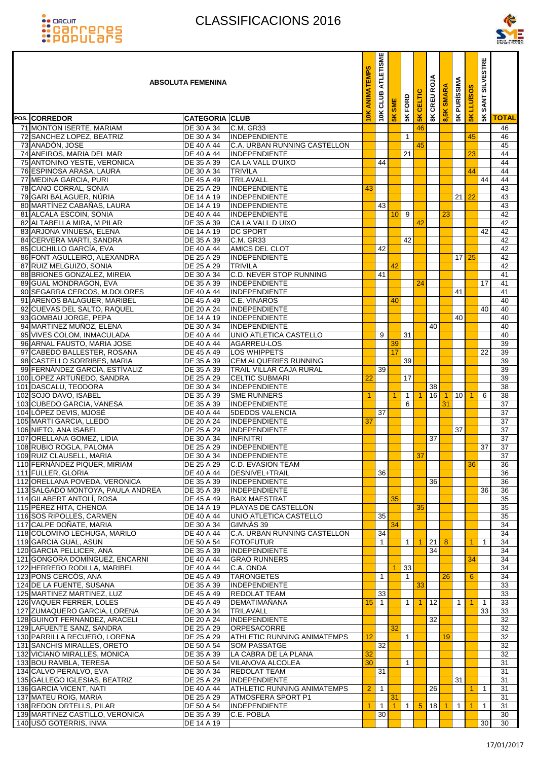# CLASSIFICACIONS 2016

## ABSOLUTA FEMENINA

| POS. | CORREDOR | CATEGORIA | CLUB | 10K ANIMATEMPS | 10K CLUB ATLETISME | 5K SME | 5K FORD | 5K CELTIC | 8K CREU ROJA | 8,5K SMARA | 5K PURÍSSIMA | 5K LLUÏSOS | 5K SANT SILVESTRE | TOTAL |
|---|---|---|---|---|---|---|---|---|---|---|---|---|---|---|
| 71 | MONTON ISERTE, MARIAM | DE 30 A 34 | C.M. GR33 | | | | | 46 | | | | | | 46 |
| 72 | SANCHEZ LOPEZ, BEATRIZ | DE 30 A 34 | INDEPENDIENTE | | | | 1 | | | | | 45 | | 46 |
| 73 | ANADÓN, JOSE | DE 40 A 44 | C.A. URBAN RUNNING CASTELLON | | | | | 45 | | | | | | 45 |
| 74 | ANEIROS, MARIA DEL MAR | DE 40 A 44 | INDEPENDIENTE | | | | 21 | | | | | 23 | | 44 |
| 75 | ANTONINO YESTE, VERONICA | DE 35 A 39 | CA LA VALL D'UIXO | | 44 | | | | | | | | | 44 |
| 76 | ESPINOSA ARASA, LAURA | DE 30 A 34 | TRIVILA | | | | | | | | | 44 | | 44 |
| 77 | MEDINA GARCIA, PURI | DE 45 A 49 | TRILAVALL | | | | | | | | | | 44 | 44 |
| 78 | CANO CORRAL, SONIA | DE 25 A 29 | INDEPENDIENTE | 43 | | | | | | | | | | 43 |
| 79 | GARI BALAGUER, NÚRIA | DE 14 A 19 | INDEPENDIENTE | | | | | | | | 21 | 22 | | 43 |
| 80 | MARTÍNEZ CABAÑAS, LAURA | DE 14 A 19 | INDEPENDIENTE | | 43 | | | | | | | | | 43 |
| 81 | ALCALA ESCOIN, SONIA | DE 40 A 44 | INDEPENDIENTE | | | 10 | 9 | | | 23 | | | | 42 |
| 82 | ALTABELLA MIRA, M PILAR | DE 35 A 39 | CA LA VALL D UIXO | | | | | 42 | | | | | | 42 |
| 83 | ARJONA VINUESA, ELENA | DE 14 A 19 | DC SPORT | | | | | | | | | | 42 | 42 |
| 84 | CERVERA MARTI, SANDRA | DE 35 A 39 | C.M. GR33 | | | | 42 | | | | | | | 42 |
| 85 | CUCHILLO GARCÍA, EVA | DE 40 A 44 | AMICS DEL CLOT | | 42 | | | | | | | | | 42 |
| 86 | FONT AGULLEIRO, ALEXANDRA | DE 25 A 29 | INDEPENDIENTE | | | | | | | | 17 | 25 | | 42 |
| 87 | RUIZ MELGUIZO, SONIA | DE 25 A 29 | TRIVILA | | | 42 | | | | | | | | 42 |
| 88 | BRIONES GONZALEZ, MIREIA | DE 30 A 34 | C.D. NEVER STOP RUNNING | | 41 | | | | | | | | | 41 |
| 89 | GUAL MONDRAGON, EVA | DE 35 A 39 | INDEPENDIENTE | | | | | 24 | | | | | 17 | 41 |
| 90 | SEGARRA CERCOS, M.DOLORES | DE 40 A 44 | INDEPENDIENTE | | | | | | | | 41 | | | 41 |
| 91 | ARENOS BALAGUER, MARIBEL | DE 45 A 49 | C.E. VINAROS | | | 40 | | | | | | | | 40 |
| 92 | CUEVAS DEL SALTO, RAQUEL | DE 20 A 24 | INDEPENDIENTE | | | | | | | | | | 40 | 40 |
| 93 | GOMBAU JORGE, PEPA | DE 14 A 19 | INDEPENDIENTE | | | | | | | | 40 | | | 40 |
| 94 | MARTINEZ MUÑOZ, ELENA | DE 30 A 34 | INDEPENDIENTE | | | | | | 40 | | | | | 40 |
| 95 | VIVES COLOM, INMACULADA | DE 40 A 44 | UNIO ATLETICA CASTELLO | | 9 | | 31 | | | | | | | 40 |
| 96 | ARNAL FAUSTO, MARIA JOSE | DE 40 A 44 | AGARREU-LOS | | | 39 | | | | | | | | 39 |
| 97 | CABEDO BALLESTER, ROSANA | DE 45 A 49 | LOS WHIPPETS | | | 17 | | | | | | | 22 | 39 |
| 98 | CASTELLO SORRIBES, MARIA | DE 35 A 39 | CEM ALQUERIES RUNNING | | | | 39 | | | | | | | 39 |
| 99 | FERNÁNDEZ GARCÍA, ESTÍVALIZ | DE 35 A 39 | TRAIL VILLAR CAJA RURAL | | 39 | | | | | | | | | 39 |
| 100 | LOPEZ ARTUÑEDO, SANDRA | DE 25 A 29 | CELTIC SUBMARI | 22 | | | 17 | | | | | | | 39 |
| 101 | DASCALU, TEODORA | DE 30 A 34 | INDEPENDIENTE | | | | | | 38 | | | | | 38 |
| 102 | SOJO DAVO, ISABEL | DE 35 A 39 | SME RUNNERS | 1 | | 1 | 1 | 1 | 16 | 1 | 10 | 1 | 6 | 38 |
| 103 | CUBEDO GARCIA, VANESA | DE 35 A 39 | INDEPENDIENTE | | | | 6 | | | 31 | | | | 37 |
| 104 | LÓPEZ DEVIS, MJOSÉ | DE 40 A 44 | 5DEDOS VALENCIA | | 37 | | | | | | | | | 37 |
| 105 | MARTI GARCIA, LLEDO | DE 20 A 24 | INDEPENDIENTE | 37 | | | | | | | | | | 37 |
| 106 | NIETO, ANA ISABEL | DE 25 A 29 | INDEPENDIENTE | | | | | | | | 37 | | | 37 |
| 107 | ORELLANA GOMEZ, LIDIA | DE 30 A 34 | INFINITRI | | | | | | 37 | | | | | 37 |
| 108 | RUBIO ROGLA, PALOMA | DE 25 A 29 | INDEPENDIENTE | | | | | | | | | | 37 | 37 |
| 109 | RUIZ CLAUSELL, MARIA | DE 30 A 34 | INDEPENDIENTE | | | | | 37 | | | | | | 37 |
| 110 | FERNÁNDEZ PIQUER, MIRIAM | DE 25 A 29 | C.D. EVASION TEAM | | | | | | | | | 36 | | 36 |
| 111 | FULLER, GLORIA | DE 40 A 44 | DESNIVEL+TRAIL | | 36 | | | | | | | | | 36 |
| 112 | ORELLANA POVEDA, VERONICA | DE 35 A 39 | INDEPENDIENTE | | | | | | 36 | | | | | 36 |
| 113 | SALGADO MONTOYA, PAULA ANDREA | DE 35 A 39 | INDEPENDIENTE | | | | | | | | | | 36 | 36 |
| 114 | GILABERT ANTOLÍ, ROSA | DE 45 A 49 | BAIX MAESTRAT | | | 35 | | | | | | | | 35 |
| 115 | PÉREZ HITA, CHENOA | DE 14 A 19 | PLAYAS DE CASTELLÓN | | | | | 35 | | | | | | 35 |
| 116 | SOS RIPOLLES, CARMEN | DE 40 A 44 | UNIO ATLETICA CASTELLO | | 35 | | | | | | | | | 35 |
| 117 | CALPE DOÑATE, MARIA | DE 30 A 34 | GIMNÀS 39 | | | 34 | | | | | | | | 34 |
| 118 | COLOMINO LECHUGA, MARILO | DE 40 A 44 | C.A. URBAN RUNNING CASTELLON | | 34 | | | | | | | | | 34 |
| 119 | GARCIA GUAL, ASUN | DE 50 A 54 | FOTOFUTUR | | 1 | | 1 | 1 | 21 | 8 | | 1 | 1 | 34 |
| 120 | GARCIA PELLICER, ANA | DE 35 A 39 | INDEPENDIENTE | | | | | | 34 | | | | | 34 |
| 121 | GONGORA DOMÍNGUEZ, ENCARNI | DE 40 A 44 | GRAO RUNNERS | | | | | | | | | 34 | | 34 |
| 122 | HERRERO RODILLA, MARIBEL | DE 40 A 44 | C.A. ONDA | | | 1 | 33 | | | | | | | 34 |
| 123 | PONS CERCÓS, ANA | DE 45 A 49 | TARONGETES | | 1 | | 1 | | | 26 | | 6 | | 34 |
| 124 | DE LA FUENTE, SUSANA | DE 35 A 39 | INDEPENDIENTE | | | | | 33 | | | | | | 33 |
| 125 | MARTINEZ MARTINEZ, LUZ | DE 45 A 49 | REDOLAT TEAM | | 33 | | | | | | | | | 33 |
| 126 | VAQUER FERRER, LOLES | DE 45 A 49 | DEMATIMAÑANA | 15 | 1 | | 1 | 1 | 12 | | 1 | 1 | 1 | 33 |
| 127 | ZUMAQUERO GARCIA, LORENA | DE 30 A 34 | TRILAVALL | | | | | | | | | | 33 | 33 |
| 128 | GUINOT FERNANDEZ, ARACELI | DE 20 A 24 | INDEPENDIENTE | | | | | | 32 | | | | | 32 |
| 129 | LAFUENTE SANZ, SANDRA | DE 25 A 29 | ORPESACORRE | | | 32 | | | | | | | | 32 |
| 130 | PARRILLA RECUERO, LORENA | DE 25 A 29 | ATHLETIC RUNNING ANIMATEMPS | 12 | | | 1 | | | 19 | | | | 32 |
| 131 | SANCHIS MIRALLES, ORETO | DE 50 A 54 | SOM PASSATGE | | 32 | | | | | | | | | 32 |
| 132 | VICIANO MIRALLES, MONICA | DE 35 A 39 | LA CABRA DE LA PLANA | 32 | | | | | | | | | | 32 |
| 133 | BOU RAMBLA, TERESA | DE 50 A 54 | VILANOVA ALCOLEA | 30 | | | 1 | | | | | | | 31 |
| 134 | CALVO PERALVO, EVA | DE 30 A 34 | REDOLAT TEAM | | 31 | | | | | | | | | 31 |
| 135 | GALLEGO IGLESIAS, BEATRIZ | DE 25 A 29 | INDEPENDIENTE | | | | | | | | 31 | | | 31 |
| 136 | GARCIA VICENT, NATI | DE 40 A 44 | ATHLETIC RUNNING ANIMATEMPS | 2 | 1 | | | | 26 | | | 1 | 1 | 31 |
| 137 | MATEU ROIG, MARIA | DE 25 A 29 | ATMOSFERA SPORT P1 | | | 31 | | | | | | | | 31 |
| 138 | REDON ORTELLS, PILAR | DE 50 A 54 | INDEPENDIENTE | 1 | 1 | 1 | 1 | 5 | 18 | 1 | 1 | 1 | 1 | 31 |
| 139 | MARTINEZ CASTILLO, VERONICA | DE 35 A 39 | C.E. POBLA | | 30 | | | | | | | | | 30 |
| 140 | USÓ GOTERRIS, INMA | DE 14 A 19 | | | | | | | | | | | 30 | 30 |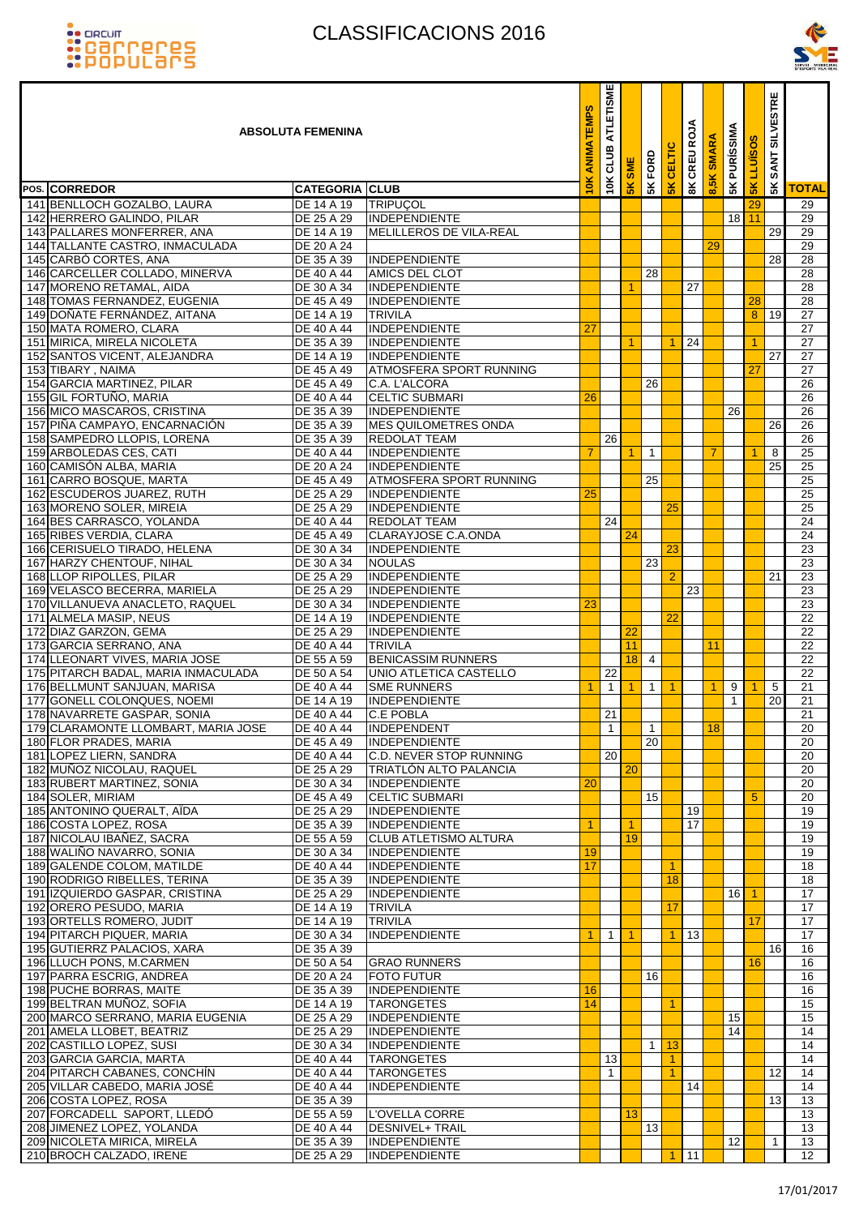# CLASSIFICACIONS 2016

| POS. | CORREDOR | CATEGORIA | CLUB | 10K ANIMATEMPS | 10K CLUB ATLETISME | 5K SME | 5K FORD | 5K CELTIC | 8K CREU ROJA | 8,5K SMARA | 5K PURÍSSIMA | 5K LLUÏSOS | 5K SANT SILVESTRE | TOTAL |
|---|---|---|---|---|---|---|---|---|---|---|---|---|---|---|
| **ABSOLUTA FEMENINA** | | | | | | | | | | | | | | |
| 141 | BENLLOCH GOZALBO, LAURA | DE 14 A 19 | TRIPUÇOL | | | | | | | | | 29 | | 29 |
| 142 | HERRERO GALINDO, PILAR | DE 25 A 29 | INDEPENDIENTE | | | | | | | | 18 | 11 | | 29 |
| 143 | PALLARES MONFERRER, ANA | DE 14 A 19 | MELILLEROS DE VILA-REAL | | | | | | | | | | 29 | 29 |
| 144 | TALLANTE CASTRO, INMACULADA | DE 20 A 24 | | | | | | | | 29 | | | | 29 |
| 145 | CARBÓ CORTES, ANA | DE 35 A 39 | INDEPENDIENTE | | | | | | | | | | 28 | 28 |
| 146 | CARCELLER COLLADO, MINERVA | DE 40 A 44 | AMICS DEL CLOT | | | | 28 | | | | | | | 28 |
| 147 | MORENO RETAMAL, AIDA | DE 30 A 34 | INDEPENDIENTE | | | 1 | | | 27 | | | | | 28 |
| 148 | TOMAS FERNANDEZ, EUGENIA | DE 45 A 49 | INDEPENDIENTE | | | | | | | | | 28 | | 28 |
| 149 | DOÑATE FERNÁNDEZ, AITANA | DE 14 A 19 | TRIVILA | | | | | | | | | 8 | 19 | 27 |
| 150 | MATA ROMERO, CLARA | DE 40 A 44 | INDEPENDIENTE | 27 | | | | | | | | | | 27 |
| 151 | MIRICA, MIRELA NICOLETA | DE 35 A 39 | INDEPENDIENTE | | | 1 | | 1 | 24 | | | 1 | | 27 |
| 152 | SANTOS VICENT, ALEJANDRA | DE 14 A 19 | INDEPENDIENTE | | | | | | | | | | 27 | 27 |
| 153 | TIBARY , NAIMA | DE 45 A 49 | ATMOSFERA SPORT RUNNING | | | | | | | | | 27 | | 27 |
| 154 | GARCIA MARTINEZ, PILAR | DE 45 A 49 | C.A. L'ALCORA | | | | 26 | | | | | | | 26 |
| 155 | GIL FORTUÑO, MARIA | DE 40 A 44 | CELTIC SUBMARI | 26 | | | | | | | | | | 26 |
| 156 | MICO MASCAROS, CRISTINA | DE 35 A 39 | INDEPENDIENTE | | | | | | | | 26 | | | 26 |
| 157 | PIÑA CAMPAYO, ENCARNACIÓN | DE 35 A 39 | MES QUILOMETRES ONDA | | | | | | | | | | 26 | 26 |
| 158 | SAMPEDRO LLOPIS, LORENA | DE 35 A 39 | REDOLAT TEAM | | 26 | | | | | | | | | 26 |
| 159 | ARBOLEDAS CES, CATI | DE 40 A 44 | INDEPENDIENTE | 7 | | 1 | 1 | | | 7 | | 1 | 8 | 25 |
| 160 | CAMISÓN ALBA, MARIA | DE 20 A 24 | INDEPENDIENTE | | | | | | | | | | 25 | 25 |
| 161 | CARRO BOSQUE, MARTA | DE 45 A 49 | ATMOSFERA SPORT RUNNING | | | | 25 | | | | | | | 25 |
| 162 | ESCUDEROS JUAREZ, RUTH | DE 25 A 29 | INDEPENDIENTE | 25 | | | | | | | | | | 25 |
| 163 | MORENO SOLER, MIREIA | DE 25 A 29 | INDEPENDIENTE | | | | | 25 | | | | | | 25 |
| 164 | BES CARRASCO, YOLANDA | DE 40 A 44 | REDOLAT TEAM | | 24 | | | | | | | | | 24 |
| 165 | RIBES VERDIA, CLARA | DE 45 A 49 | CLARAYJOSE C.A.ONDA | | | 24 | | | | | | | | 24 |
| 166 | CERISUELO TIRADO, HELENA | DE 30 A 34 | INDEPENDIENTE | | | | | 23 | | | | | | 23 |
| 167 | HARZY CHENTOUF, NIHAL | DE 30 A 34 | NOULAS | | | | 23 | | | | | | | 23 |
| 168 | LLOP RIPOLLES, PILAR | DE 25 A 29 | INDEPENDIENTE | | | | | 2 | | | | | 21 | 23 |
| 169 | VELASCO BECERRA, MARIELA | DE 25 A 29 | INDEPENDIENTE | | | | | | 23 | | | | | 23 |
| 170 | VILLANUEVA ANACLETO, RAQUEL | DE 30 A 34 | INDEPENDIENTE | 23 | | | | | | | | | | 23 |
| 171 | ALMELA MASIP, NEUS | DE 14 A 19 | INDEPENDIENTE | | | | | 22 | | | | | | 22 |
| 172 | DIAZ GARZON, GEMA | DE 25 A 29 | INDEPENDIENTE | | | 22 | | | | | | | | 22 |
| 173 | GARCIA SERRANO, ANA | DE 40 A 44 | TRIVILA | | | 11 | | | | 11 | | | | 22 |
| 174 | LLEONART VIVES, MARIA JOSE | DE 55 A 59 | BENICASSIM RUNNERS | | | 18 | 4 | | | | | | | 22 |
| 175 | PITARCH BADAL, MARIA INMACULADA | DE 50 A 54 | UNIO ATLETICA CASTELLO | | 22 | | | | | | | | | 22 |
| 176 | BELLMUNT SANJUAN, MARISA | DE 40 A 44 | SME RUNNERS | 1 | 1 | 1 | 1 | 1 | | 1 | 9 | 1 | 5 | 21 |
| 177 | GONELL COLONQUES, NOEMI | DE 14 A 19 | INDEPENDIENTE | | | | | | | | 1 | | 20 | 21 |
| 178 | NAVARRETE GASPAR, SONIA | DE 40 A 44 | C.E POBLA | | 21 | | | | | | | | | 21 |
| 179 | CLARAMONTE LLOMBART, MARIA JOSE | DE 40 A 44 | INDEPENDENT | | 1 | | 1 | | | 18 | | | | 20 |
| 180 | FLOR PRADES, MARIA | DE 45 A 49 | INDEPENDIENTE | | | | 20 | | | | | | | 20 |
| 181 | LOPEZ LIERN, SANDRA | DE 40 A 44 | C.D. NEVER STOP RUNNING | | 20 | | | | | | | | | 20 |
| 182 | MUÑOZ NICOLAU, RAQUEL | DE 25 A 29 | TRIATLÓN ALTO PALANCIA | | | 20 | | | | | | | | 20 |
| 183 | RUBERT MARTINEZ, SONIA | DE 30 A 34 | INDEPENDIENTE | 20 | | | | | | | | | | 20 |
| 184 | SOLER, MIRIAM | DE 45 A 49 | CELTIC SUBMARI | | | | 15 | | | | | 5 | | 20 |
| 185 | ANTONINO QUERALT, AÏDA | DE 25 A 29 | INDEPENDIENTE | | | | | | 19 | | | | | 19 |
| 186 | COSTA LOPEZ, ROSA | DE 35 A 39 | INDEPENDIENTE | 1 | | 1 | | | 17 | | | | | 19 |
| 187 | NICOLAU IBAÑEZ, SACRA | DE 55 A 59 | CLUB ATLETISMO ALTURA | | | 19 | | | | | | | | 19 |
| 188 | WALIÑO NAVARRO, SONIA | DE 30 A 34 | INDEPENDIENTE | 19 | | | | | | | | | | 19 |
| 189 | GALENDE COLOM, MATILDE | DE 40 A 44 | INDEPENDIENTE | 17 | | | | 1 | | | | | | 18 |
| 190 | RODRIGO RIBELLES, TERINA | DE 35 A 39 | INDEPENDIENTE | | | | | 18 | | | | | | 18 |
| 191 | IZQUIERDO GASPAR, CRISTINA | DE 25 A 29 | INDEPENDIENTE | | | | | | | | 16 | 1 | | 17 |
| 192 | ORERO PESUDO, MARIA | DE 14 A 19 | TRIVILA | | | | | 17 | | | | | | 17 |
| 193 | ORTELLS ROMERO, JUDIT | DE 14 A 19 | TRIVILA | | | | | | | | | 17 | | 17 |
| 194 | PITARCH PIQUER, MARIA | DE 30 A 34 | INDEPENDIENTE | 1 | 1 | 1 | | 1 | 13 | | | | | 17 |
| 195 | GUTIERRZ PALACIOS, XARA | DE 35 A 39 | | | | | | | | | | | 16 | 16 |
| 196 | LLUCH PONS, M.CARMEN | DE 50 A 54 | GRAO RUNNERS | | | | | | | | | 16 | | 16 |
| 197 | PARRA ESCRIG, ANDREA | DE 20 A 24 | FOTO FUTUR | | | | 16 | | | | | | | 16 |
| 198 | PUCHE BORRAS, MAITE | DE 35 A 39 | INDEPENDIENTE | 16 | | | | | | | | | | 16 |
| 199 | BELTRAN MUÑOZ, SOFIA | DE 14 A 19 | TARONGETES | 14 | | | | 1 | | | | | | 15 |
| 200 | MARCO SERRANO, MARIA EUGENIA | DE 25 A 29 | INDEPENDIENTE | | | | | | | | 15 | | | 15 |
| 201 | AMELA LLOBET, BEATRIZ | DE 25 A 29 | INDEPENDIENTE | | | | | | | | 14 | | | 14 |
| 202 | CASTILLO LOPEZ, SUSI | DE 30 A 34 | INDEPENDIENTE | | | | 1 | 13 | | | | | | 14 |
| 203 | GARCIA GARCIA, MARTA | DE 40 A 44 | TARONGETES | | 13 | | | 1 | | | | | | 14 |
| 204 | PITARCH CABANES, CONCHÍN | DE 40 A 44 | TARONGETES | | 1 | | | 1 | | | | | 12 | 14 |
| 205 | VILLAR CABEDO, MARIA JOSÉ | DE 40 A 44 | INDEPENDIENTE | | | | | | 14 | | | | | 14 |
| 206 | COSTA LOPEZ, ROSA | DE 35 A 39 | | | | | | | | | | | 13 | 13 |
| 207 | FORCADELL SAPORT, LLEDÓ | DE 55 A 59 | L'OVELLA CORRE | | | 13 | | | | | | | | 13 |
| 208 | JIMENEZ LOPEZ, YOLANDA | DE 40 A 44 | DESNIVEL+ TRAIL | | | | 13 | | | | | | | 13 |
| 209 | NICOLETA MIRICA, MIRELA | DE 35 A 39 | INDEPENDIENTE | | | | | | | | 12 | | 1 | 13 |
| 210 | BROCH CALZADO, IRENE | DE 25 A 29 | INDEPENDIENTE | | | | | 1 | 11 | | | | | 12 |

17/01/2017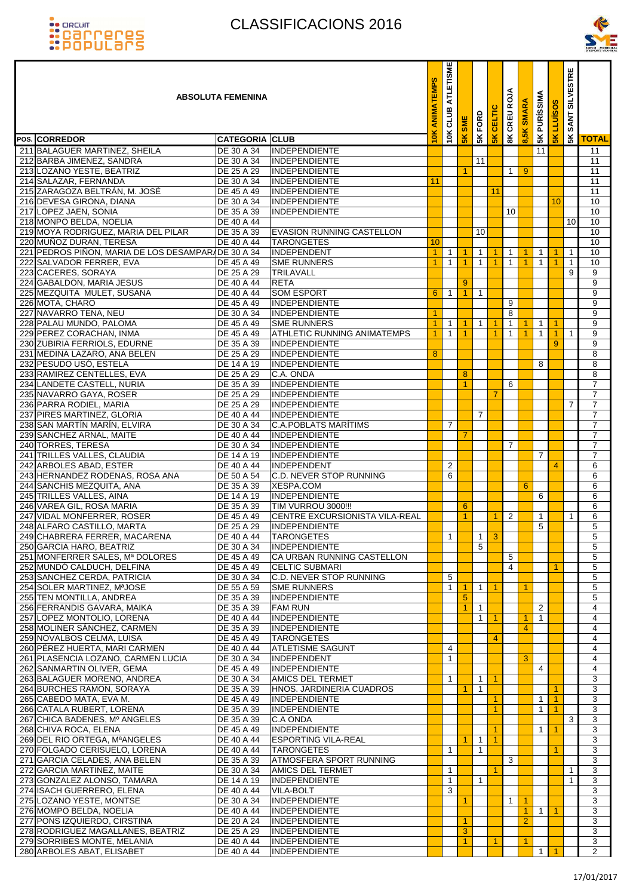# CLASSIFICACIONS 2016

| ABSOLUTA FEMENINA | | | | | | | | | | | | | | |
|---|---|---|---|---|---|---|---|---|---|---|---|---|---|---|
| POS. | CORREDOR | CATEGORIA | CLUB | 10K ANIMATEMPS | 10K CLUB ATLETISME | 5K SME | 5K FORD | 5K CELTIC | 8K CREU ROJA | 8,5K SMARA | 5K PURÍSSIMA | 5K LLUÏSOS | 5K SANT SILVESTRE | TOTAL |
| 211 | BALAGUER MARTINEZ, SHEILA | DE 30 A 34 | INDEPENDIENTE | | | | | | | | 11 | | | 11 |
| 212 | BARBA JIMENEZ, SANDRA | DE 30 A 34 | INDEPENDIENTE | | | | 11 | | | | | | | 11 |
| 213 | LOZANO YESTE, BEATRIZ | DE 25 A 29 | INDEPENDIENTE | | | 1 | | | 1 | 9 | | | | 11 |
| 214 | SALAZAR, FERNANDA | DE 30 A 34 | INDEPENDIENTE | 11 | | | | | | | | | | 11 |
| 215 | ZARAGOZA BELTRÁN, M. JOSÉ | DE 45 A 49 | INDEPENDIENTE | | | | | 11 | | | | | | 11 |
| 216 | DEVESA GIRONA, DIANA | DE 30 A 34 | INDEPENDIENTE | | | | | | | | | 10 | | 10 |
| 217 | LOPEZ JAEN, SONIA | DE 35 A 39 | INDEPENDIENTE | | | | | | 10 | | | | | 10 |
| 218 | MONPO BELDA, NOELIA | DE 40 A 44 | | | | | | | | | | | 10 | 10 |
| 219 | MOYA RODRIGUEZ, MARIA DEL PILAR | DE 35 A 39 | EVASION RUNNING CASTELLON | | | | 10 | | | | | | | 10 |
| 220 | MUÑOZ DURAN, TERESA | DE 40 A 44 | TARONGETES | 10 | | | | | | | | | | 10 |
| 221 | PEDROS PIÑON, MARIA DE LOS DESAMPARA | DE 30 A 34 | INDEPENDENT | 1 | 1 | 1 | 1 | 1 | 1 | 1 | 1 | 1 | 1 | 10 |
| 222 | SALVADOR FERRER, EVA | DE 45 A 49 | SME RUNNERS | 1 | 1 | 1 | 1 | 1 | 1 | 1 | 1 | 1 | 1 | 10 |
| 223 | CACERES, SORAYA | DE 25 A 29 | TRILAVALL | | | | | | | | | | 9 | 9 |
| 224 | GABALDON, MARIA JESUS | DE 40 A 44 | RETA | | | 9 | | | | | | | | 9 |
| 225 | MEZQUITA MULET, SUSANA | DE 40 A 44 | SOM ESPORT | 6 | 1 | 1 | 1 | | | | | | | 9 |
| 226 | MOTA, CHARO | DE 45 A 49 | INDEPENDIENTE | | | | | | 9 | | | | | 9 |
| 227 | NAVARRO TENA, NEU | DE 30 A 34 | INDEPENDIENTE | 1 | | | | | 8 | | | | | 9 |
| 228 | PALAU MUNDO, PALOMA | DE 45 A 49 | SME RUNNERS | 1 | 1 | 1 | 1 | 1 | 1 | 1 | 1 | 1 | | 9 |
| 229 | PEREZ CORACHAN, INMA | DE 45 A 49 | ATHLETIC RUNNING ANIMATEMPS | 1 | 1 | 1 | | 1 | 1 | 1 | 1 | 1 | 1 | 9 |
| 230 | ZUBIRIA FERRIOLS, EDURNE | DE 35 A 39 | INDEPENDIENTE | | | | | | | | | 9 | | 9 |
| 231 | MEDINA LAZARO, ANA BELEN | DE 25 A 29 | INDEPENDIENTE | 8 | | | | | | | | | | 8 |
| 232 | PESUDO USÓ, ESTELA | DE 14 A 19 | INDEPENDIENTE | | | | | | | | 8 | | | 8 |
| 233 | RAMIREZ CENTELLES, EVA | DE 25 A 29 | C.A. ONDA | | | 8 | | | | | | | | 8 |
| 234 | LANDETE CASTELL, NURIA | DE 35 A 39 | INDEPENDIENTE | | | 1 | | | 6 | | | | | 7 |
| 235 | NAVARRO GAYA, ROSER | DE 25 A 29 | INDEPENDIENTE | | | | | 7 | | | | | | 7 |
| 236 | PARRA RODIEL, MARIA | DE 25 A 29 | INDEPENDIENTE | | | | | | | | | | 7 | 7 |
| 237 | PIRES MARTINEZ, GLORIA | DE 40 A 44 | INDEPENDIENTE | | | | 7 | | | | | | | 7 |
| 238 | SAN MARTÍN MARÍN, ELVIRA | DE 30 A 34 | C.A.POBLATS MARÍTIMS | | 7 | | | | | | | | | 7 |
| 239 | SANCHEZ ARNAL, MAITE | DE 40 A 44 | INDEPENDIENTE | | | 7 | | | | | | | | 7 |
| 240 | TORRES, TERESA | DE 30 A 34 | INDEPENDIENTE | | | | | | 7 | | | | | 7 |
| 241 | TRILLES VALLES, CLAUDIA | DE 14 A 19 | INDEPENDIENTE | | | | | | | | 7 | | | 7 |
| 242 | ARBOLES ABAD, ESTER | DE 40 A 44 | INDEPENDENT | | 2 | | | | | | | 4 | | 6 |
| 243 | HERNANDEZ RODENAS, ROSA ANA | DE 50 A 54 | C.D. NEVER STOP RUNNING | | 6 | | | | | | | | | 6 |
| 244 | SANCHIS MEZQUITA, ANA | DE 35 A 39 | XESPA.COM | | | | | | | 6 | | | | 6 |
| 245 | TRILLES VALLES, AINA | DE 14 A 19 | INDEPENDIENTE | | | | | | | | 6 | | | 6 |
| 246 | VAREA GIL, ROSA MARIA | DE 35 A 39 | TIM VURROU 3000!!! | | | 6 | | | | | | | | 6 |
| 247 | VIDAL MONFERRER, ROSER | DE 45 A 49 | CENTRE EXCURSIONISTA VILA-REAL | | | 1 | | 1 | 2 | | 1 | | 1 | 6 |
| 248 | ALFARO CASTILLO, MARTA | DE 25 A 29 | INDEPENDIENTE | | | | | | | | 5 | | | 5 |
| 249 | CHABRERA FERRER, MACARENA | DE 40 A 44 | TARONGETES | | 1 | | 1 | 3 | | | | | | 5 |
| 250 | GARCIA HARO, BEATRIZ | DE 30 A 34 | INDEPENDIENTE | | | | 5 | | | | | | | 5 |
| 251 | MONFERRER SALES, Mª DOLORES | DE 45 A 49 | CA URBAN RUNNING CASTELLON | | | | | | 5 | | | | | 5 |
| 252 | MUNDÓ CALDUCH, DELFINA | DE 45 A 49 | CELTIC SUBMARI | | | | | | 4 | | | 1 | | 5 |
| 253 | SANCHEZ CERDA, PATRICIA | DE 30 A 34 | C.D. NEVER STOP RUNNING | | 5 | | | | | | | | | 5 |
| 254 | SOLER MARTINEZ, MªJOSE | DE 55 A 59 | SME RUNNERS | | 1 | 1 | 1 | 1 | | 1 | | | | 5 |
| 255 | TEN MONTILLA, ANDREA | DE 35 A 39 | INDEPENDIENTE | | | 5 | | | | | | | | 5 |
| 256 | FERRANDIS GAVARA, MAIKA | DE 35 A 39 | FAM RUN | | | 1 | 1 | | | | 2 | | | 4 |
| 257 | LOPEZ MONTOLIO, LORENA | DE 40 A 44 | INDEPENDIENTE | | | | 1 | 1 | | 1 | 1 | | | 4 |
| 258 | MOLINER SÁNCHEZ, CARMEN | DE 35 A 39 | INDEPENDIENTE | | | | | | | 4 | | | | 4 |
| 259 | NOVALBOS CELMA, LUISA | DE 45 A 49 | TARONGETES | | | | | 4 | | | | | | 4 |
| 260 | PÉREZ HUERTA, MARI CARMEN | DE 40 A 44 | ATLETISME SAGUNT | | 4 | | | | | | | | | 4 |
| 261 | PLASENCIA LOZANO, CARMEN LUCIA | DE 30 A 34 | INDEPENDENT | | 1 | | | | | 3 | | | | 4 |
| 262 | SANMARTIN OLIVER, GEMA | DE 45 A 49 | INDEPENDIENTE | | | | | | | | 4 | | | 4 |
| 263 | BALAGUER MORENO, ANDREA | DE 30 A 34 | AMICS DEL TERMET | | 1 | | 1 | 1 | | | | | | 3 |
| 264 | BURCHES RAMON, SORAYA | DE 35 A 39 | HNOS. JARDINERIA CUADROS | | | 1 | 1 | | | | | 1 | | 3 |
| 265 | CABEDO MATA, EVA M. | DE 45 A 49 | INDEPENDIENTE | | | | | 1 | | | 1 | 1 | | 3 |
| 266 | CATALA RUBERT, LORENA | DE 35 A 39 | INDEPENDIENTE | | | | | 1 | | | 1 | 1 | | 3 |
| 267 | CHICA BADENES, Mº ANGELES | DE 35 A 39 | C.A ONDA | | | | | | | | | | 3 | 3 |
| 268 | CHIVA ROCA, ELENA | DE 45 A 49 | INDEPENDIENTE | | | | | 1 | | | 1 | 1 | | 3 |
| 269 | DEL RIO ORTEGA, MªANGELES | DE 40 A 44 | ESPORTING VILA-REAL | | | 1 | 1 | 1 | | | | | | 3 |
| 270 | FOLGADO CERISUELO, LORENA | DE 40 A 44 | TARONGETES | | 1 | | 1 | | | | | 1 | | 3 |
| 271 | GARCIA CELADES, ANA BELEN | DE 35 A 39 | ATMOSFERA SPORT RUNNING | | | | | | 3 | | | | | 3 |
| 272 | GARCIA MARTINEZ, MAITE | DE 30 A 34 | AMICS DEL TERMET | | 1 | | | 1 | | | | | 1 | 3 |
| 273 | GONZALEZ ALONSO, TAMARA | DE 14 A 19 | INDEPENDIENTE | | 1 | | 1 | | | | | | 1 | 3 |
| 274 | ISACH GUERRERO, ELENA | DE 40 A 44 | VILA-BOLT | | 3 | | | | | | | | | 3 |
| 275 | LOZANO YESTE, MONTSE | DE 30 A 34 | INDEPENDIENTE | | | 1 | | | 1 | 1 | | | | 3 |
| 276 | MOMPO BELDA, NOELIA | DE 40 A 44 | INDEPENDIENTE | | | | | | | 1 | 1 | 1 | | 3 |
| 277 | PONS IZQUIERDO, CIRSTINA | DE 20 A 24 | INDEPENDIENTE | | | 1 | | | | 2 | | | | 3 |
| 278 | RODRIGUEZ MAGALLANES, BEATRIZ | DE 25 A 29 | INDEPENDIENTE | | | 3 | | | | | | | | 3 |
| 279 | SORRIBES MONTE, MELANIA | DE 40 A 44 | INDEPENDIENTE | | | 1 | | 1 | | 1 | | | | 3 |
| 280 | ARBOLES ABAT, ELISABET | DE 40 A 44 | INDEPENDIENTE | | | | | | | | 1 | 1 | | 2 |

17/01/2017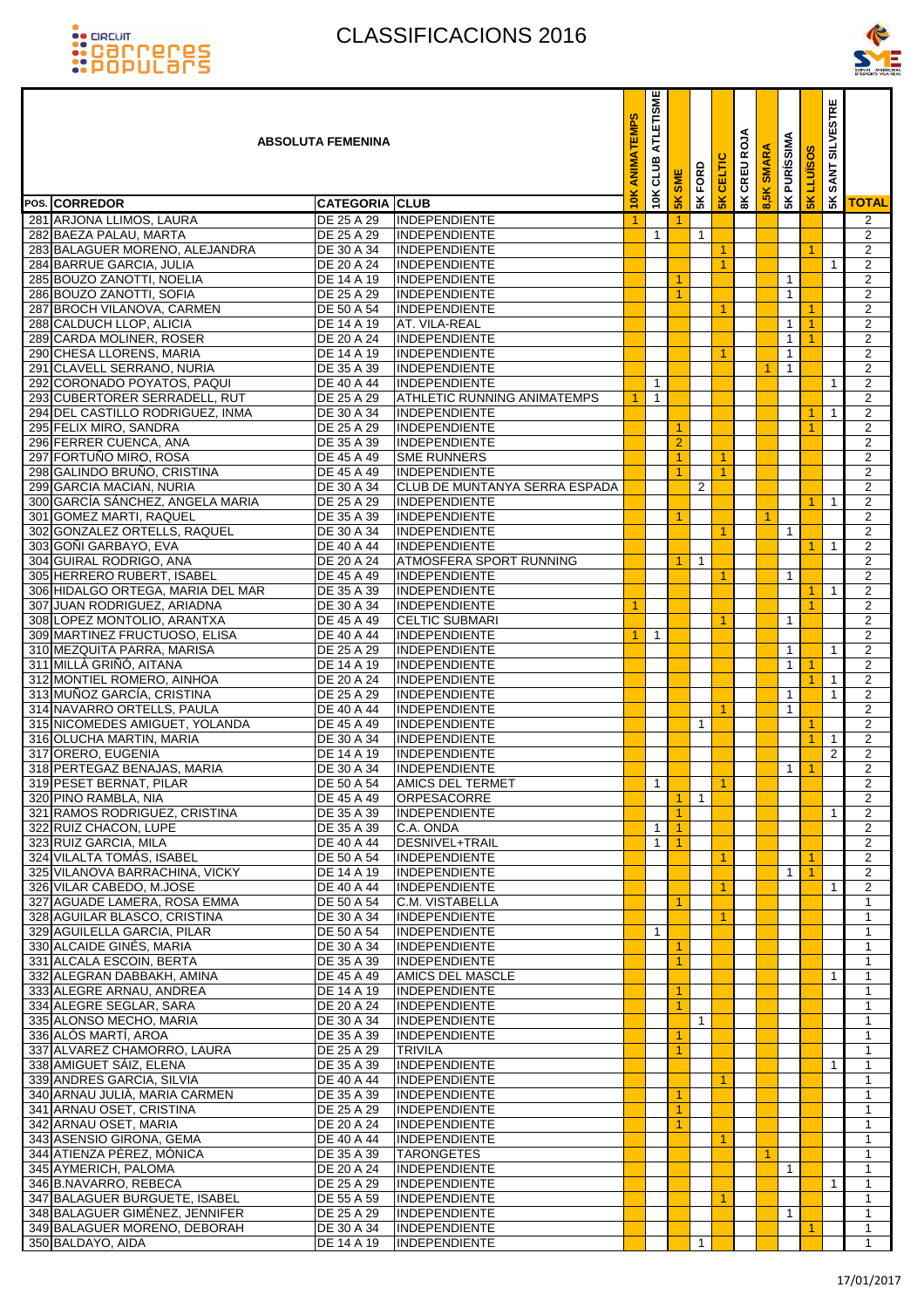# CLASSIFICACIONS 2016

## ABSOLUTA FEMENINA

| POS. | CORREDOR | CATEGORIA | CLUB | 10K ANIMATEMPS | 10K CLUB ATLETISME | 5K SME | 5K FORD | 5K CELTIC | 8K CREU ROJA | 8.5K SMARA | 5K PURÍSSIMA | 5K LLUÏSOS | 5K SANT SILVESTRE | TOTAL |
|---|---|---|---|---|---|---|---|---|---|---|---|---|---|---|
| 281 | ARJONA LLIMOS, LAURA | DE 25 A 29 | INDEPENDIENTE | 1 | | 1 | | | | | | | | 2 |
| 282 | BAEZA PALAU, MARTA | DE 25 A 29 | INDEPENDIENTE | | 1 | | 1 | | | | | | | 2 |
| 283 | BALAGUER MORENO, ALEJANDRA | DE 30 A 34 | INDEPENDIENTE | | | | | 1 | | | | 1 | | 2 |
| 284 | BARRUE GARCIA, JULIA | DE 20 A 24 | INDEPENDIENTE | | | | | 1 | | | | | 1 | 2 |
| 285 | BOUZO ZANOTTI, NOELIA | DE 14 A 19 | INDEPENDIENTE | | | 1 | | | | | 1 | | | 2 |
| 286 | BOUZO ZANOTTI, SOFIA | DE 25 A 29 | INDEPENDIENTE | | | 1 | | | | | 1 | | | 2 |
| 287 | BROCH VILANOVA, CARMEN | DE 50 A 54 | INDEPENDIENTE | | | | | 1 | | | | 1 | | 2 |
| 288 | CALDUCH LLOP, ALICIA | DE 14 A 19 | AT. VILA-REAL | | | | | | | | 1 | 1 | | 2 |
| 289 | CARDA MOLINER, ROSER | DE 20 A 24 | INDEPENDIENTE | | | | | | | | 1 | 1 | | 2 |
| 290 | CHESA LLORENS, MARIA | DE 14 A 19 | INDEPENDIENTE | | | | | 1 | | | 1 | | | 2 |
| 291 | CLAVELL SERRANO, NURIA | DE 35 A 39 | INDEPENDIENTE | | | | | | | 1 | 1 | | | 2 |
| 292 | CORONADO POYATOS, PAQUI | DE 40 A 44 | INDEPENDIENTE | | 1 | | | | | | | | 1 | 2 |
| 293 | CUBERTORER SERRADELL, RUT | DE 25 A 29 | ATHLETIC RUNNING ANIMATEMPS | 1 | 1 | | | | | | | | | 2 |
| 294 | DEL CASTILLO RODRIGUEZ, INMA | DE 30 A 34 | INDEPENDIENTE | | | | | | | | | 1 | 1 | 2 |
| 295 | FELIX MIRO, SANDRA | DE 25 A 29 | INDEPENDIENTE | | | 1 | | | | | | 1 | | 2 |
| 296 | FERRER CUENCA, ANA | DE 35 A 39 | INDEPENDIENTE | | | 2 | | | | | | | | 2 |
| 297 | FORTUÑO MIRO, ROSA | DE 45 A 49 | SME RUNNERS | | | 1 | | 1 | | | | | | 2 |
| 298 | GALINDO BRUÑO, CRISTINA | DE 45 A 49 | INDEPENDIENTE | | | 1 | | 1 | | | | | | 2 |
| 299 | GARCIA MACIAN, NURIA | DE 30 A 34 | CLUB DE MUNTANYA SERRA ESPADA | | | | 2 | | | | | | | 2 |
| 300 | GARCÍA SÁNCHEZ, ANGELA MARIA | DE 25 A 29 | INDEPENDIENTE | | | | | | | | | 1 | 1 | 2 |
| 301 | GOMEZ MARTI, RAQUEL | DE 35 A 39 | INDEPENDIENTE | | | 1 | | | | 1 | | | | 2 |
| 302 | GONZALEZ ORTELLS, RAQUEL | DE 30 A 34 | INDEPENDIENTE | | | | | 1 | | | 1 | | | 2 |
| 303 | GOÑI GARBAYO, EVA | DE 40 A 44 | INDEPENDIENTE | | | | | | | | | 1 | 1 | 2 |
| 304 | GUIRAL RODRIGO, ANA | DE 20 A 24 | ATMOSFERA SPORT RUNNING | | | 1 | 1 | | | | | | | 2 |
| 305 | HERRERO RUBERT, ISABEL | DE 45 A 49 | INDEPENDIENTE | | | | | 1 | | | 1 | | | 2 |
| 306 | HIDALGO ORTEGA, MARIA DEL MAR | DE 35 A 39 | INDEPENDIENTE | | | | | | | | | 1 | 1 | 2 |
| 307 | JUAN RODRIGUEZ, ARIADNA | DE 30 A 34 | INDEPENDIENTE | 1 | | | | | | | | 1 | | 2 |
| 308 | LOPEZ MONTOLIO, ARANTXA | DE 45 A 49 | CELTIC SUBMARI | | | | | 1 | | | 1 | | | 2 |
| 309 | MARTINEZ FRUCTUOSO, ELISA | DE 40 A 44 | INDEPENDIENTE | 1 | 1 | | | | | | | | | 2 |
| 310 | MEZQUITA PARRA, MARISA | DE 25 A 29 | INDEPENDIENTE | | | | | | | | 1 | | 1 | 2 |
| 311 | MILLÀ GRIÑÓ, AITANA | DE 14 A 19 | INDEPENDIENTE | | | | | | | | 1 | 1 | | 2 |
| 312 | MONTIEL ROMERO, AINHOA | DE 20 A 24 | INDEPENDIENTE | | | | | | | | | 1 | 1 | 2 |
| 313 | MUÑOZ GARCÍA, CRISTINA | DE 25 A 29 | INDEPENDIENTE | | | | | | | | 1 | | 1 | 2 |
| 314 | NAVARRO ORTELLS, PAULA | DE 40 A 44 | INDEPENDIENTE | | | | | 1 | | | 1 | | | 2 |
| 315 | NICOMEDES AMIGUET, YOLANDA | DE 45 A 49 | INDEPENDIENTE | | | | 1 | | | | | 1 | | 2 |
| 316 | OLUCHA MARTIN, MARIA | DE 30 A 34 | INDEPENDIENTE | | | | | | | | | 1 | 1 | 2 |
| 317 | ORERO, EUGENIA | DE 14 A 19 | INDEPENDIENTE | | | | | | | | | | 2 | 2 |
| 318 | PERTEGAZ BENAJAS, MARIA | DE 30 A 34 | INDEPENDIENTE | | | | | | | | 1 | 1 | | 2 |
| 319 | PESET BERNAT, PILAR | DE 50 A 54 | AMICS DEL TERMET | | 1 | | | 1 | | | | | | 2 |
| 320 | PINO RAMBLA, NIA | DE 45 A 49 | ORPESACORRE | | | 1 | 1 | | | | | | | 2 |
| 321 | RAMOS RODRIGUEZ, CRISTINA | DE 35 A 39 | INDEPENDIENTE | | | 1 | | | | | | | 1 | 2 |
| 322 | RUIZ CHACON, LUPE | DE 35 A 39 | C.A. ONDA | | 1 | 1 | | | | | | | | 2 |
| 323 | RUIZ GARCIA, MILA | DE 40 A 44 | DESNIVEL+TRAIL | | 1 | 1 | | | | | | | | 2 |
| 324 | VILALTA TOMÁS, ISABEL | DE 50 A 54 | INDEPENDIENTE | | | | | 1 | | | | 1 | | 2 |
| 325 | VILANOVA BARRACHINA, VICKY | DE 14 A 19 | INDEPENDIENTE | | | | | | | | 1 | 1 | | 2 |
| 326 | VILAR CABEDO, M.JOSE | DE 40 A 44 | INDEPENDIENTE | | | | | 1 | | | | | 1 | 2 |
| 327 | AGUADE LAMERA, ROSA EMMA | DE 50 A 54 | C.M. VISTABELLA | | | 1 | | | | | | | | 1 |
| 328 | AGUILAR BLASCO, CRISTINA | DE 30 A 34 | INDEPENDIENTE | | | | | 1 | | | | | | 1 |
| 329 | AGUILELLA GARCIA, PILAR | DE 50 A 54 | INDEPENDIENTE | | 1 | | | | | | | | | 1 |
| 330 | ALCAIDE GINÉS, MARIA | DE 30 A 34 | INDEPENDIENTE | | | 1 | | | | | | | | 1 |
| 331 | ALCALA ESCOIN, BERTA | DE 35 A 39 | INDEPENDIENTE | | | 1 | | | | | | | | 1 |
| 332 | ALEGRAN DABBAKH, AMINA | DE 45 A 49 | AMICS DEL MASCLE | | | | | | | | | | 1 | 1 |
| 333 | ALEGRE ARNAU, ANDREA | DE 14 A 19 | INDEPENDIENTE | | | 1 | | | | | | | | 1 |
| 334 | ALEGRE SEGLAR, SARA | DE 20 A 24 | INDEPENDIENTE | | | 1 | | | | | | | | 1 |
| 335 | ALONSO MECHO, MARIA | DE 30 A 34 | INDEPENDIENTE | | | | 1 | | | | | | | 1 |
| 336 | ALÓS MARTÍ, AROA | DE 35 A 39 | INDEPENDIENTE | | | 1 | | | | | | | | 1 |
| 337 | ALVAREZ CHAMORRO, LAURA | DE 25 A 29 | TRIVILA | | | 1 | | | | | | | | 1 |
| 338 | AMIGUET SÁIZ, ELENA | DE 35 A 39 | INDEPENDIENTE | | | | | | | | | | 1 | 1 |
| 339 | ANDRES GARCIA, SILVIA | DE 40 A 44 | INDEPENDIENTE | | | | | 1 | | | | | | 1 |
| 340 | ARNAU JULIÀ, MARIA CARMEN | DE 35 A 39 | INDEPENDIENTE | | | 1 | | | | | | | | 1 |
| 341 | ARNAU OSET, CRISTINA | DE 25 A 29 | INDEPENDIENTE | | | 1 | | | | | | | | 1 |
| 342 | ARNAU OSET, MARIA | DE 20 A 24 | INDEPENDIENTE | | | 1 | | | | | | | | 1 |
| 343 | ASENSIO GIRONA, GEMA | DE 40 A 44 | INDEPENDIENTE | | | | | 1 | | | | | | 1 |
| 344 | ATIENZA PÉREZ, MÓNICA | DE 35 A 39 | TARONGETES | | | | | | | 1 | | | | 1 |
| 345 | AYMERICH, PALOMA | DE 20 A 24 | INDEPENDIENTE | | | | | | | | 1 | | | 1 |
| 346 | B.NAVARRO, REBECA | DE 25 A 29 | INDEPENDIENTE | | | | | | | | | | 1 | 1 |
| 347 | BALAGUER BURGUETE, ISABEL | DE 55 A 59 | INDEPENDIENTE | | | | | 1 | | | | | | 1 |
| 348 | BALAGUER GIMÉNEZ, JENNIFER | DE 25 A 29 | INDEPENDIENTE | | | | | | | | 1 | | | 1 |
| 349 | BALAGUER MORENO, DEBORAH | DE 30 A 34 | INDEPENDIENTE | | | | | | | | | 1 | | 1 |
| 350 | BALDAYO, AIDA | DE 14 A 19 | INDEPENDIENTE | | | | 1 | | | | | | | 1 |

17/01/2017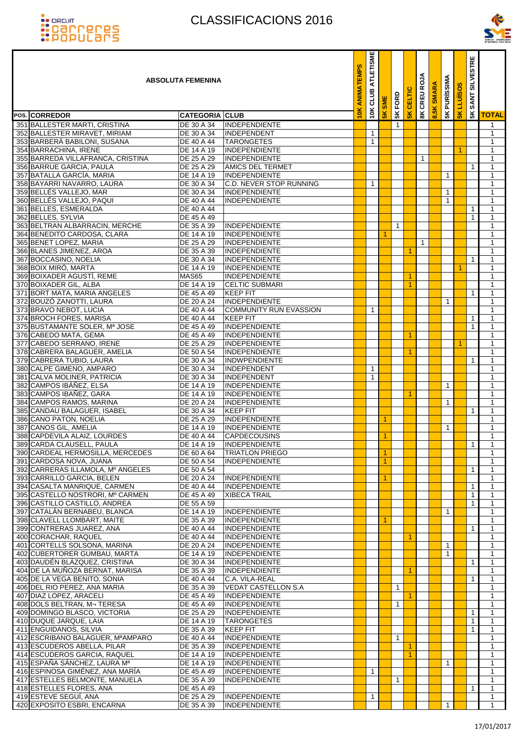# CLASSIFICACIONS 2016

| ABSOLUTA FEMENINA | | | | | | | | | | | | | | |
|---|---|---|---|---|---|---|---|---|---|---|---|---|---|---|
| POS. | CORREDOR | CATEGORIA | CLUB | 10K ANIMATEMPS | 10K CLUB ATLETISME | 5K SME | 5K FORD | 5K CELTIC | 8K CREU ROJA | 8,5K SMARA | 5K PURÍSSIMA | 5K LLUÏSOS | 5K SANT SILVESTRE | TOTAL |
| 351 | BALLESTER MARTI, CRISTINA | DE 30 A 34 | INDEPENDIENTE | | | | 1 | | | | | | | 1 |
| 352 | BALLESTER MIRAVET, MIRIAM | DE 30 A 34 | INDEPENDENT | | 1 | | | | | | | | | 1 |
| 353 | BARBERÀ BABILONI, SUSANA | DE 40 A 44 | TARONGETES | | 1 | | | | | | | | | 1 |
| 354 | BARRACHINA, IRENE | DE 14 A 19 | INDEPENDIENTE | | | | | | | | | 1 | | 1 |
| 355 | BARREDA VILLAFRANCA, CRISTINA | DE 25 A 29 | INDEPENDIENTE | | | | | | 1 | | | | | 1 |
| 356 | BARRUE GARCIA, PAULA | DE 25 A 29 | AMICS DEL TERMET | | | | | | | | | | 1 | 1 |
| 357 | BATALLA GARCÍA, MARIA | DE 14 A 19 | INDEPENDIENTE | | | | | | | | 1 | | | 1 |
| 358 | BAYARRI NAVARRO, LAURA | DE 30 A 34 | C.D. NEVER STOP RUNNING | | 1 | | | | | | | | | 1 |
| 359 | BELLÉS VALLEJO, MAR | DE 30 A 34 | INDEPENDIENTE | | | | | | | | 1 | | | 1 |
| 360 | BELLÉS VALLEJO, PAQUI | DE 40 A 44 | INDEPENDIENTE | | | | | | | | 1 | | | 1 |
| 361 | BELLES, ESMERALDA | DE 40 A 44 | | | | | | | | | | | 1 | 1 |
| 362 | BELLES, SYLVIA | DE 45 A 49 | | | | | | | | | | | 1 | 1 |
| 363 | BELTRAN ALBARRACIN, MERCHE | DE 35 A 39 | INDEPENDIENTE | | | | 1 | | | | | | | 1 |
| 364 | BENEDITO CARDOSA, CLARA | DE 14 A 19 | INDEPENDIENTE | | | 1 | | | | | | | | 1 |
| 365 | BENET LOPEZ, MARIA | DE 25 A 29 | INDEPENDIENTE | | | | | | 1 | | | | | 1 |
| 366 | BLANES JIMENEZ, AROA | DE 35 A 39 | INDEPENDIENTE | | | | | 1 | | | | | | 1 |
| 367 | BOCCASINO, NOELIA | DE 30 A 34 | INDEPENDIENTE | | | | | | | | | | 1 | 1 |
| 368 | BOIX MIRÓ, MARTA | DE 14 A 19 | INDEPENDIENTE | | | | | | | | | 1 | | 1 |
| 369 | BOIXADER AGUSTÍ, REME | MAS65 | INDEPENDIENTE | | | | | 1 | | | | | | 1 |
| 370 | BOIXADER GIL, ALBA | DE 14 A 19 | CELTIC SUBMARI | | | | | 1 | | | | | | 1 |
| 371 | BORT MATA, MARIA ANGELES | DE 45 A 49 | KEEP FIT | | | | | | | | | | 1 | 1 |
| 372 | BOUZÓ ZANOTTI, LAURA | DE 20 A 24 | INDEPENDIENTE | | | | | | | | 1 | | | 1 |
| 373 | BRAVO NEBOT, LUCIA | DE 40 A 44 | COMMUNITY RUN EVASSION | | 1 | | | | | | | | | 1 |
| 374 | BROCH FORES, MARISA | DE 40 A 44 | KEEP FIT | | | | | | | | | | 1 | 1 |
| 375 | BUSTAMANTE SOLER, Mª JOSE | DE 45 A 49 | INDEPENDIENTE | | | | | | | | | | 1 | 1 |
| 376 | CABEDO MATA, GEMA | DE 45 A 49 | INDEPENDIENTE | | | | | 1 | | | | | | 1 |
| 377 | CABEDO SERRANO, IRENE | DE 25 A 29 | INDEPENDIENTE | | | | | | | | | 1 | | 1 |
| 378 | CABRERA BALAGUER, AMELIA | DE 50 A 54 | INDEPENDIENTE | | | | | 1 | | | | | | 1 |
| 379 | CABRERA TUBIO, LAURA | DE 30 A 34 | INDWPENDIENTE | | | | | | | | | | 1 | 1 |
| 380 | CALPE GIMENO, AMPARO | DE 30 A 34 | INDEPENDENT | | 1 | | | | | | | | | 1 |
| 381 | CALVA MOLINER, PATRICIA | DE 30 A 34 | INDEPENDENT | | 1 | | | | | | | | | 1 |
| 382 | CAMPOS IBÁÑEZ, ELSA | DE 14 A 19 | INDEPENDIENTE | | | | | | | | 1 | | | 1 |
| 383 | CAMPOS IBAÑEZ, GARA | DE 14 A 19 | INDEPENDIENTE | | | | | 1 | | | | | | 1 |
| 384 | CAMPOS RAMOS, MARINA | DE 20 A 24 | INDEPENDIENTE | | | | | | | | 1 | | | 1 |
| 385 | CANDAU BALAGUER, ISABEL | DE 30 A 34 | KEEP FIT | | | | | | | | | | 1 | 1 |
| 386 | CANO PATON, NOELIA | DE 25 A 29 | INDEPENDIENTE | | | 1 | | | | | | | | 1 |
| 387 | CANOS GIL, AMELIA | DE 14 A 19 | INDEPENDIENTE | | | | | | | | 1 | | | 1 |
| 388 | CAPDEVILA ALAIZ, LOURDES | DE 40 A 44 | CAPDECOUSINS | | | 1 | | | | | | | | 1 |
| 389 | CARDA CLAUSELL, PAULA | DE 14 A 19 | INDEPENDIENTE | | | | | | | | | | 1 | 1 |
| 390 | CARDEAL HERMOSILLA, MERCEDES | DE 60 A 64 | TRIATLON PRIEGO | | | 1 | | | | | | | | 1 |
| 391 | CARDOSA NOVA, JUANA | DE 50 A 54 | INDEPENDIENTE | | | 1 | | | | | | | | 1 |
| 392 | CARRERAS ILLAMOLA, Mº ANGELES | DE 50 A 54 | | | | | | | | | | | 1 | 1 |
| 393 | CARRILLO GARCIA, BELEN | DE 20 A 24 | INDEPENDIENTE | | | 1 | | | | | | | | 1 |
| 394 | CASALTA MANRIQUE, CARMEN | DE 40 A 44 | INDEPENDIENTE | | | | | | | | | | 1 | 1 |
| 395 | CASTELLO NOSTRORI, Mº CARMEN | DE 45 A 49 | XIBECA TRAIL | | | | | | | | | | 1 | 1 |
| 396 | CASTILLO CASTILLO, ANDREA | DE 55 A 59 | | | | | | | | | | | 1 | 1 |
| 397 | CATALÁN BERNABEU, BLANCA | DE 14 A 19 | INDEPENDIENTE | | | | | | | | 1 | | | 1 |
| 398 | CLAVELL LLOMBART, MAITE | DE 35 A 39 | INDEPENDIENTE | | | 1 | | | | | | | | 1 |
| 399 | CONTRERAS JUAREZ, ANA | DE 40 A 44 | INDEPENDIENTE | | | | | | | | | | 1 | 1 |
| 400 | CORACHAR, RAQUEL | DE 40 A 44 | INDEPENDIENTE | | | | | 1 | | | | | | 1 |
| 401 | CORTELLS SOLSONA, MARINA | DE 20 A 24 | INDEPENDIENTE | | | | | | | | 1 | | | 1 |
| 402 | CUBERTORER GUMBAU, MARTA | DE 14 A 19 | INDEPENDIENTE | | | | | | | | 1 | | | 1 |
| 403 | DAUDÉN BLÁZQUEZ, CRISTINA | DE 30 A 34 | INDEPENDIENTE | | | | | | | | | | 1 | 1 |
| 404 | DE LA MUÑOZA BERNAT, MARISA | DE 35 A 39 | INDEPENDIENTE | | | | | 1 | | | | | | 1 |
| 405 | DE LA VEGA BENITO, SONIA | DE 40 A 44 | C.A. VILA-REAL | | | | | | | | | | 1 | 1 |
| 406 | DEL RIO PEREZ, ANA MARIA | DE 35 A 39 | VEDAT CASTELLON S.A | | | | 1 | | | | | | | 1 |
| 407 | DIAZ LOPEZ, ARACELI | DE 45 A 49 | INDEPENDIENTE | | | | | 1 | | | | | | 1 |
| 408 | DOLS BELTRAN, M¬ TERESA | DE 45 A 49 | INDEPENDIENTE | | | | 1 | | | | | | | 1 |
| 409 | DOMINGO BLASCO, VICTORIA | DE 25 A 29 | INDEPENDIENTE | | | | | | | | | | 1 | 1 |
| 410 | DUQUE JARQUE, LAIA | DE 14 A 19 | TARONGETES | | | | | | | | | | 1 | 1 |
| 411 | ENGUIDANOS, SILVIA | DE 35 A 39 | KEEP FIT | | | | | | | | | | 1 | 1 |
| 412 | ESCRIBANO BALAGUER, MªAMPARO | DE 40 A 44 | INDEPENDIENTE | | | | 1 | | | | | | | 1 |
| 413 | ESCUDEROS ABELLA, PILAR | DE 35 A 39 | INDEPENDIENTE | | | | | 1 | | | | | | 1 |
| 414 | ESCUDEROS GARCIA, RAQUEL | DE 14 A 19 | INDEPENDIENTE | | | | | 1 | | | | | | 1 |
| 415 | ESPAÑA SÁNCHEZ, LAURA Mª | DE 14 A 19 | INDEPENDIENTE | | | | | | | | 1 | | | 1 |
| 416 | ESPINOSA GIMÉNEZ, ANA MARÍA | DE 45 A 49 | INDEPENDIENTE | | 1 | | | | | | | | | 1 |
| 417 | ESTELLES BELMONTE, MANUELA | DE 35 A 39 | INDEPENDIENTE | | | | 1 | | | | | | | 1 |
| 418 | ESTELLES FLORES, ANA | DE 45 A 49 | | | | | | | | | | | 1 | 1 |
| 419 | ESTEVE SEGUÍ, ANA | DE 25 A 29 | INDEPENDIENTE | | 1 | | | | | | | | | 1 |
| 420 | EXPOSITO ESBRI, ENCARNA | DE 35 A 39 | INDEPENDIENTE | | | | | | | | 1 | | | 1 |

17/01/2017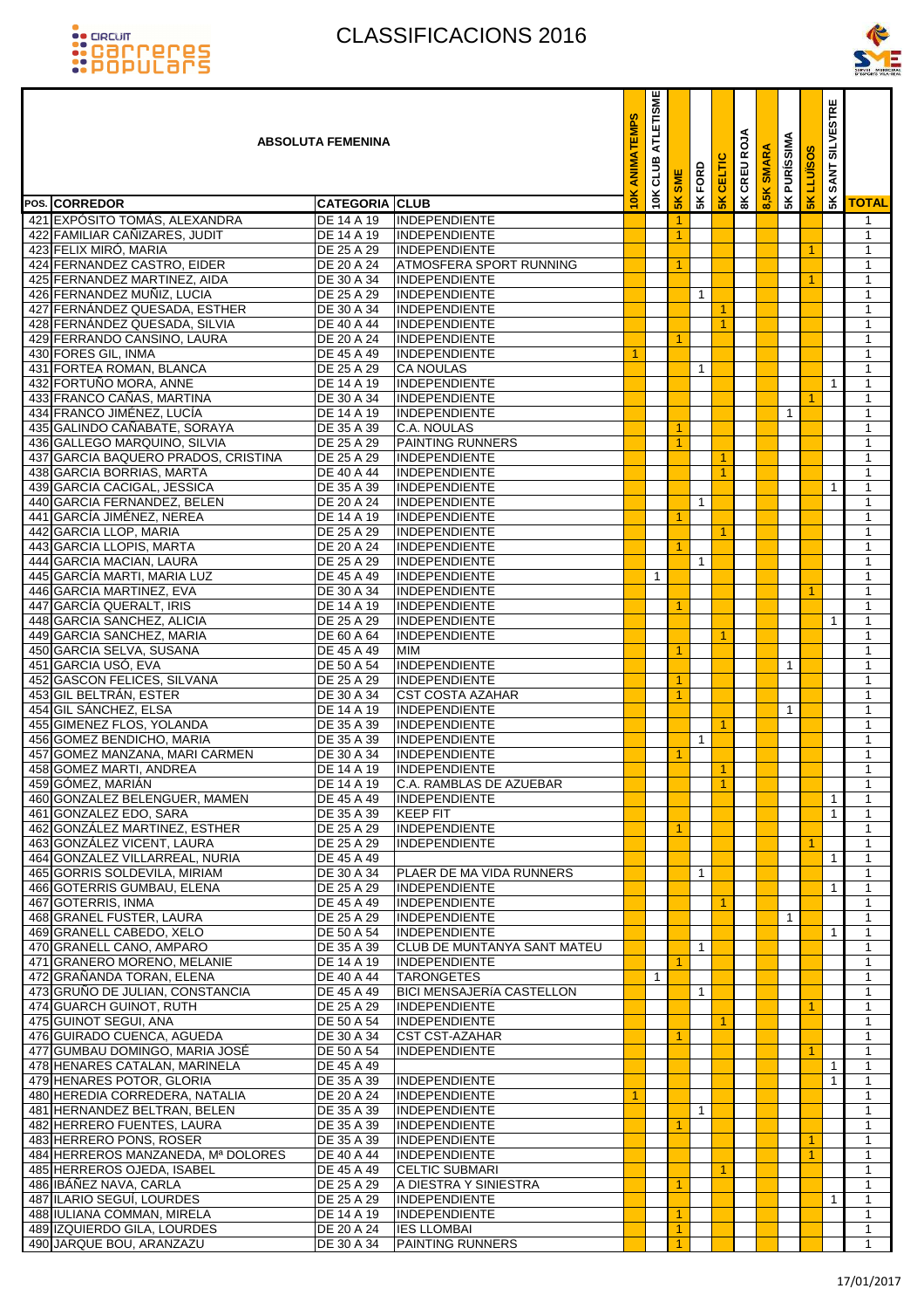# CLASSIFICACIONS 2016

| POS. | CORREDOR | CATEGORIA | CLUB | 10K ANIMATEMPS | 10K CLUB ATLETISME | 5K SME | 5K FORD | 5K CELTIC | 8K CREU ROJA | 8,5K SMARA | 5K PURÍSSIMA | 5K LLUÏSOS | 5K SANT SILVESTRE | TOTAL |
|---|---|---|---|---|---|---|---|---|---|---|---|---|---|---|
| ABSOLUTA FEMENINA | | | | | | | | | | | | | | |
| 421 | EXPÓSITO TOMÁS, ALEXANDRA | DE 14 A 19 | INDEPENDIENTE | | | 1 | | | | | | | | 1 |
| 422 | FAMILIAR CAÑIZARES, JUDIT | DE 14 A 19 | INDEPENDIENTE | | | 1 | | | | | | | | 1 |
| 423 | FELIX MIRÓ, MARIA | DE 25 A 29 | INDEPENDIENTE | | | | | | | | | 1 | | 1 |
| 424 | FERNANDEZ CASTRO, EIDER | DE 20 A 24 | ATMOSFERA SPORT RUNNING | | | 1 | | | | | | | | 1 |
| 425 | FERNANDEZ MARTINEZ, AIDA | DE 30 A 34 | INDEPENDIENTE | | | | | | | | | 1 | | 1 |
| 426 | FERNANDEZ MUÑIZ, LUCIA | DE 25 A 29 | INDEPENDIENTE | | | | 1 | | | | | | | 1 |
| 427 | FERNÁNDEZ QUESADA, ESTHER | DE 30 A 34 | INDEPENDIENTE | | | | | 1 | | | | | | 1 |
| 428 | FERNÁNDEZ QUESADA, SILVIA | DE 40 A 44 | INDEPENDIENTE | | | | | 1 | | | | | | 1 |
| 429 | FERRANDO CANSINO, LAURA | DE 20 A 24 | INDEPENDIENTE | | | 1 | | | | | | | | 1 |
| 430 | FORES GIL, INMA | DE 45 A 49 | INDEPENDIENTE | 1 | | | | | | | | | | 1 |
| 431 | FORTEA ROMAN, BLANCA | DE 25 A 29 | CA NOULAS | | | | 1 | | | | | | | 1 |
| 432 | FORTUÑO MORA, ANNE | DE 14 A 19 | INDEPENDIENTE | | | | | | | | | | 1 | 1 |
| 433 | FRANCO CAÑAS, MARTINA | DE 30 A 34 | INDEPENDIENTE | | | | | | | | | 1 | | 1 |
| 434 | FRANCO JIMÉNEZ, LUCÍA | DE 14 A 19 | INDEPENDIENTE | | | | | | | | 1 | | | 1 |
| 435 | GALINDO CAÑABATE, SORAYA | DE 35 A 39 | C.A. NOULAS | | | 1 | | | | | | | | 1 |
| 436 | GALLEGO MARQUINO, SILVIA | DE 25 A 29 | PAINTING RUNNERS | | | 1 | | | | | | | | 1 |
| 437 | GARCIA BAQUERO PRADOS, CRISTINA | DE 25 A 29 | INDEPENDIENTE | | | | | 1 | | | | | | 1 |
| 438 | GARCIA BORRIAS, MARTA | DE 40 A 44 | INDEPENDIENTE | | | | | 1 | | | | | | 1 |
| 439 | GARCIA CACIGAL, JESSICA | DE 35 A 39 | INDEPENDIENTE | | | | | | | | | | 1 | 1 |
| 440 | GARCIA FERNANDEZ, BELEN | DE 20 A 24 | INDEPENDIENTE | | | | 1 | | | | | | | 1 |
| 441 | GARCÍA JIMÉNEZ, NEREA | DE 14 A 19 | INDEPENDIENTE | | | 1 | | | | | | | | 1 |
| 442 | GARCIA LLOP, MARIA | DE 25 A 29 | INDEPENDIENTE | | | | | 1 | | | | | | 1 |
| 443 | GARCIA LLOPIS, MARTA | DE 20 A 24 | INDEPENDIENTE | | | 1 | | | | | | | | 1 |
| 444 | GARCIA MACIAN, LAURA | DE 25 A 29 | INDEPENDIENTE | | | | 1 | | | | | | | 1 |
| 445 | GARCÍA MARTI, MARIA LUZ | DE 45 A 49 | INDEPENDIENTE | | 1 | | | | | | | | | 1 |
| 446 | GARCIA MARTINEZ, EVA | DE 30 A 34 | INDEPENDIENTE | | | | | | | | | 1 | | 1 |
| 447 | GARCÍA QUERALT, IRIS | DE 14 A 19 | INDEPENDIENTE | | | 1 | | | | | | | | 1 |
| 448 | GARCIA SANCHEZ, ALICIA | DE 25 A 29 | INDEPENDIENTE | | | | | | | | | | 1 | 1 |
| 449 | GARCIA SANCHEZ, MARIA | DE 60 A 64 | INDEPENDIENTE | | | | | 1 | | | | | | 1 |
| 450 | GARCIA SELVA, SUSANA | DE 45 A 49 | MIM | | | 1 | | | | | | | | 1 |
| 451 | GARCIA USÓ, EVA | DE 50 A 54 | INDEPENDIENTE | | | | | | | | 1 | | | 1 |
| 452 | GASCON FELICES, SILVANA | DE 25 A 29 | INDEPENDIENTE | | | 1 | | | | | | | | 1 |
| 453 | GIL BELTRÁN, ESTER | DE 30 A 34 | CST COSTA AZAHAR | | | 1 | | | | | | | | 1 |
| 454 | GIL SÁNCHEZ, ELSA | DE 14 A 19 | INDEPENDIENTE | | | | | | | | 1 | | | 1 |
| 455 | GIMENEZ FLOS, YOLANDA | DE 35 A 39 | INDEPENDIENTE | | | | | 1 | | | | | | 1 |
| 456 | GOMEZ BENDICHO, MARIA | DE 35 A 39 | INDEPENDIENTE | | | | 1 | | | | | | | 1 |
| 457 | GOMEZ MANZANA, MARI CARMEN | DE 30 A 34 | INDEPENDIENTE | | | 1 | | | | | | | | 1 |
| 458 | GOMEZ MARTI, ANDREA | DE 14 A 19 | INDEPENDIENTE | | | | | 1 | | | | | | 1 |
| 459 | GÓMEZ, MARIÁN | DE 14 A 19 | C.A. RAMBLAS DE AZUEBAR | | | | | 1 | | | | | | 1 |
| 460 | GONZALEZ BELENGUER, MAMEN | DE 45 A 49 | INDEPENDIENTE | | | | | | | | | | 1 | 1 |
| 461 | GONZALEZ EDO, SARA | DE 35 A 39 | KEEP FIT | | | | | | | | | | 1 | 1 |
| 462 | GONZÁLEZ MARTINEZ, ESTHER | DE 25 A 29 | INDEPENDIENTE | | | 1 | | | | | | | | 1 |
| 463 | GONZÁLEZ VICENT, LAURA | DE 25 A 29 | INDEPENDIENTE | | | | | | | | | 1 | | 1 |
| 464 | GONZALEZ VILLARREAL, NURIA | DE 45 A 49 | | | | | | | | | | | 1 | 1 |
| 465 | GORRIS SOLDEVILA, MIRIAM | DE 30 A 34 | PLAER DE MA VIDA RUNNERS | | | | 1 | | | | | | | 1 |
| 466 | GOTERRIS GUMBAU, ELENA | DE 25 A 29 | INDEPENDIENTE | | | | | | | | | | 1 | 1 |
| 467 | GOTERRIS, INMA | DE 45 A 49 | INDEPENDIENTE | | | | | 1 | | | | | | 1 |
| 468 | GRANEL FUSTER, LAURA | DE 25 A 29 | INDEPENDIENTE | | | | | | | | 1 | | | 1 |
| 469 | GRANELL CABEDO, XELO | DE 50 A 54 | INDEPENDIENTE | | | | | | | | | | 1 | 1 |
| 470 | GRANELL CANO, AMPARO | DE 35 A 39 | CLUB DE MUNTANYA SANT MATEU | | | | 1 | | | | | | | 1 |
| 471 | GRANERO MORENO, MELANIE | DE 14 A 19 | INDEPENDIENTE | | | 1 | | | | | | | | 1 |
| 472 | GRAÑANDA TORAN, ELENA | DE 40 A 44 | TARONGETES | | 1 | | | | | | | | | 1 |
| 473 | GRUÑO DE JULIAN, CONSTANCIA | DE 45 A 49 | BICI MENSAJERÍA CASTELLON | | | | 1 | | | | | | | 1 |
| 474 | GUARCH GUINOT, RUTH | DE 25 A 29 | INDEPENDIENTE | | | | | | | | | 1 | | 1 |
| 475 | GUINOT SEGUI, ANA | DE 50 A 54 | INDEPENDIENTE | | | | | 1 | | | | | | 1 |
| 476 | GUIRADO CUENCA, AGUEDA | DE 30 A 34 | CST CST-AZAHAR | | | 1 | | | | | | | | 1 |
| 477 | GUMBAU DOMINGO, MARIA JOSÉ | DE 50 A 54 | INDEPENDIENTE | | | | | | | | | 1 | | 1 |
| 478 | HENARES CATALAN, MARINELA | DE 45 A 49 | | | | | | | | | | | 1 | 1 |
| 479 | HENARES POTOR, GLORIA | DE 35 A 39 | INDEPENDIENTE | | | | | | | | | | 1 | 1 |
| 480 | HEREDIA CORREDERA, NATALIA | DE 20 A 24 | INDEPENDIENTE | 1 | | | | | | | | | | 1 |
| 481 | HERNANDEZ BELTRAN, BELEN | DE 35 A 39 | INDEPENDIENTE | | | | 1 | | | | | | | 1 |
| 482 | HERRERO FUENTES, LAURA | DE 35 A 39 | INDEPENDIENTE | | | 1 | | | | | | | | 1 |
| 483 | HERRERO PONS, ROSER | DE 35 A 39 | INDEPENDIENTE | | | | | | | | | 1 | | 1 |
| 484 | HERREROS MANZANEDA, Mª DOLORES | DE 40 A 44 | INDEPENDIENTE | | | | | | | | | 1 | | 1 |
| 485 | HERREROS OJEDA, ISABEL | DE 45 A 49 | CELTIC SUBMARI | | | | | 1 | | | | | | 1 |
| 486 | IBÁÑEZ NAVA, CARLA | DE 25 A 29 | A DIESTRA Y SINIESTRA | | | 1 | | | | | | | | 1 |
| 487 | ILARIO SEGUÍ, LOURDES | DE 25 A 29 | INDEPENDIENTE | | | | | | | | | | 1 | 1 |
| 488 | IULIANA COMMAN, MIRELA | DE 14 A 19 | INDEPENDIENTE | | | 1 | | | | | | | | 1 |
| 489 | IZQUIERDO GILA, LOURDES | DE 20 A 24 | IES LLOMBAI | | | 1 | | | | | | | | 1 |
| 490 | JARQUE BOU, ARANZAZU | DE 30 A 34 | PAINTING RUNNERS | | | 1 | | | | | | | | 1 |

17/01/2017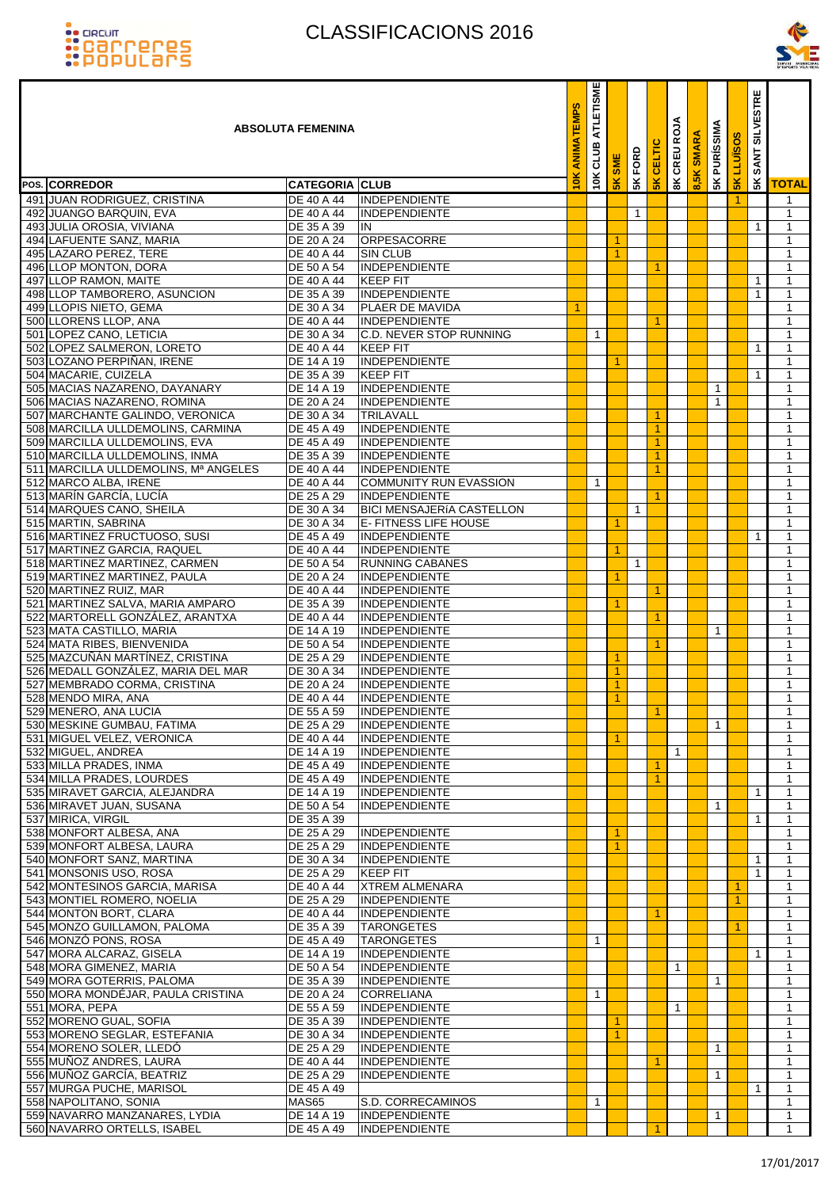# CLASSIFICACIONS 2016

| | ABSOLUTA FEMENINA | | | | | | | | | | | | | | |
|---|---|---|---|---|---|---|---|---|---|---|---|---|---|---|---|
| POS. | CORREDOR | CATEGORIA | CLUB | 10K ANIMATEMPS | 10K CLUB ATLETISME | 5K SME | 5K FORD | 5K CELTIC | 8K CREU ROJA | 8,5K SMARA | 5K PURÍSSIMA | 5K LLUÏSOS | 5K SANT SILVESTRE | TOTAL |
| 491 | JUAN RODRIGUEZ, CRISTINA | DE 40 A 44 | INDEPENDIENTE | | | | | | | | | 1 | | 1 |
| 492 | JUANGO BARQUIN, EVA | DE 40 A 44 | INDEPENDIENTE | | | | 1 | | | | | | | 1 |
| 493 | JULIA OROSIA, VIVIANA | DE 35 A 39 | IN | | | | | | | | | | 1 | 1 |
| 494 | LAFUENTE SANZ, MARIA | DE 20 A 24 | ORPESACORRE | | | 1 | | | | | | | | 1 |
| 495 | LAZARO PEREZ, TERE | DE 40 A 44 | SIN CLUB | | | 1 | | | | | | | | 1 |
| 496 | LLOP MONTON, DORA | DE 50 A 54 | INDEPENDIENTE | | | | | 1 | | | | | | 1 |
| 497 | LLOP RAMON, MAITE | DE 40 A 44 | KEEP FIT | | | | | | | | | | 1 | 1 |
| 498 | LLOP TAMBORERO, ASUNCION | DE 35 A 39 | INDEPENDIENTE | | | | | | | | | | 1 | 1 |
| 499 | LLOPIS NIETO, GEMA | DE 30 A 34 | PLAER DE MAVIDA | 1 | | | | | | | | | | 1 |
| 500 | LLORENS LLOP, ANA | DE 40 A 44 | INDEPENDIENTE | | | | | 1 | | | | | | 1 |
| 501 | LOPEZ CANO, LETICIA | DE 30 A 34 | C.D. NEVER STOP RUNNING | | 1 | | | | | | | | | 1 |
| 502 | LOPEZ SALMERON, LORETO | DE 40 A 44 | KEEP FIT | | | | | | | | | | 1 | 1 |
| 503 | LOZANO PERPIÑAN, IRENE | DE 14 A 19 | INDEPENDIENTE | | | 1 | | | | | | | | 1 |
| 504 | MACARIE, CUIZELA | DE 35 A 39 | KEEP FIT | | | | | | | | | | 1 | 1 |
| 505 | MACIAS NAZARENO, DAYANARY | DE 14 A 19 | INDEPENDIENTE | | | | | | | | 1 | | | 1 |
| 506 | MACIAS NAZARENO, ROMINA | DE 20 A 24 | INDEPENDIENTE | | | | | | | | 1 | | | 1 |
| 507 | MARCHANTE GALINDO, VERONICA | DE 30 A 34 | TRILAVALL | | | | | 1 | | | | | | 1 |
| 508 | MARCILLA ULLDEMOLINS, CARMINA | DE 45 A 49 | INDEPENDIENTE | | | | | 1 | | | | | | 1 |
| 509 | MARCILLA ULLDEMOLINS, EVA | DE 45 A 49 | INDEPENDIENTE | | | | | 1 | | | | | | 1 |
| 510 | MARCILLA ULLDEMOLINS, INMA | DE 35 A 39 | INDEPENDIENTE | | | | | 1 | | | | | | 1 |
| 511 | MARCILLA ULLDEMOLINS, Mª ANGELES | DE 40 A 44 | INDEPENDIENTE | | | | | 1 | | | | | | 1 |
| 512 | MARCO ALBA, IRENE | DE 40 A 44 | COMMUNITY RUN EVASSION | | 1 | | | | | | | | | 1 |
| 513 | MARÍN GARCÍA, LUCÍA | DE 25 A 29 | INDEPENDIENTE | | | | | 1 | | | | | | 1 |
| 514 | MARQUES CANO, SHEILA | DE 30 A 34 | BICI MENSAJERÍA CASTELLON | | | | 1 | | | | | | | 1 |
| 515 | MARTIN, SABRINA | DE 30 A 34 | E- FITNESS LIFE HOUSE | | | 1 | | | | | | | | 1 |
| 516 | MARTINEZ FRUCTUOSO, SUSI | DE 45 A 49 | INDEPENDIENTE | | | | | | | | | | 1 | 1 |
| 517 | MARTINEZ GARCIA, RAQUEL | DE 40 A 44 | INDEPENDIENTE | | | 1 | | | | | | | | 1 |
| 518 | MARTINEZ MARTINEZ, CARMEN | DE 50 A 54 | RUNNING CABANES | | | | 1 | | | | | | | 1 |
| 519 | MARTINEZ MARTINEZ, PAULA | DE 20 A 24 | INDEPENDIENTE | | | 1 | | | | | | | | 1 |
| 520 | MARTINEZ RUIZ, MAR | DE 40 A 44 | INDEPENDIENTE | | | | | 1 | | | | | | 1 |
| 521 | MARTINEZ SALVA, MARIA AMPARO | DE 35 A 39 | INDEPENDIENTE | | | 1 | | | | | | | | 1 |
| 522 | MARTORELL GONZÁLEZ, ARANTXA | DE 40 A 44 | INDEPENDIENTE | | | | | 1 | | | | | | 1 |
| 523 | MATA CASTILLO, MARIA | DE 14 A 19 | INDEPENDIENTE | | | | | | | | 1 | | | 1 |
| 524 | MATA RIBES, BIENVENIDA | DE 50 A 54 | INDEPENDIENTE | | | | | 1 | | | | | | 1 |
| 525 | MAZCUÑÁN MARTÍNEZ, CRISTINA | DE 25 A 29 | INDEPENDIENTE | | | 1 | | | | | | | | 1 |
| 526 | MEDALL GONZÁLEZ, MARIA DEL MAR | DE 30 A 34 | INDEPENDIENTE | | | 1 | | | | | | | | 1 |
| 527 | MEMBRADO CORMA, CRISTINA | DE 20 A 24 | INDEPENDIENTE | | | 1 | | | | | | | | 1 |
| 528 | MENDO MIRA, ANA | DE 40 A 44 | INDEPENDIENTE | | | 1 | | | | | | | | 1 |
| 529 | MENERO, ANA LUCIA | DE 55 A 59 | INDEPENDIENTE | | | | | 1 | | | | | | 1 |
| 530 | MESKINE GUMBAU, FATIMA | DE 25 A 29 | INDEPENDIENTE | | | | | | | | 1 | | | 1 |
| 531 | MIGUEL VELEZ, VERONICA | DE 40 A 44 | INDEPENDIENTE | | | 1 | | | | | | | | 1 |
| 532 | MIGUEL, ANDREA | DE 14 A 19 | INDEPENDIENTE | | | | | | 1 | | | | | 1 |
| 533 | MILLA PRADES, INMA | DE 45 A 49 | INDEPENDIENTE | | | | | 1 | | | | | | 1 |
| 534 | MILLA PRADES, LOURDES | DE 45 A 49 | INDEPENDIENTE | | | | | 1 | | | | | | 1 |
| 535 | MIRAVET GARCIA, ALEJANDRA | DE 14 A 19 | INDEPENDIENTE | | | | | | | | | | 1 | 1 |
| 536 | MIRAVET JUAN, SUSANA | DE 50 A 54 | INDEPENDIENTE | | | | | | | | 1 | | | 1 |
| 537 | MIRICA, VIRGIL | DE 35 A 39 | | | | | | | | | | | 1 | 1 |
| 538 | MONFORT ALBESA, ANA | DE 25 A 29 | INDEPENDIENTE | | | 1 | | | | | | | | 1 |
| 539 | MONFORT ALBESA, LAURA | DE 25 A 29 | INDEPENDIENTE | | | 1 | | | | | | | | 1 |
| 540 | MONFORT SANZ, MARTINA | DE 30 A 34 | INDEPENDIENTE | | | | | | | | | | 1 | 1 |
| 541 | MONSONIS USO, ROSA | DE 25 A 29 | KEEP FIT | | | | | | | | | | 1 | 1 |
| 542 | MONTESINOS GARCIA, MARISA | DE 40 A 44 | XTREM ALMENARA | | | | | | | | | 1 | | 1 |
| 543 | MONTIEL ROMERO, NOELIA | DE 25 A 29 | INDEPENDIENTE | | | | | | | | | 1 | | 1 |
| 544 | MONTON BORT, CLARA | DE 40 A 44 | INDEPENDIENTE | | | | | 1 | | | | | | 1 |
| 545 | MONZO GUILLAMON, PALOMA | DE 35 A 39 | TARONGETES | | | | | | | | | 1 | | 1 |
| 546 | MONZÓ PONS, ROSA | DE 45 A 49 | TARONGETES | | 1 | | | | | | | | | 1 |
| 547 | MORA ALCARAZ, GISELA | DE 14 A 19 | INDEPENDIENTE | | | | | | | | | | 1 | 1 |
| 548 | MORA GIMENEZ, MARIA | DE 50 A 54 | INDEPENDIENTE | | | | | | 1 | | | | | 1 |
| 549 | MORA GOTERRIS, PALOMA | DE 35 A 39 | INDEPENDIENTE | | | | | | | | 1 | | | 1 |
| 550 | MORA MONDÉJAR, PAULA CRISTINA | DE 20 A 24 | CORRELIANA | | 1 | | | | | | | | | 1 |
| 551 | MORA, PEPA | DE 55 A 59 | INDEPENDIENTE | | | | | | 1 | | | | | 1 |
| 552 | MORENO GUAL, SOFIA | DE 35 A 39 | INDEPENDIENTE | | | 1 | | | | | | | | 1 |
| 553 | MORENO SEGLAR, ESTEFANIA | DE 30 A 34 | INDEPENDIENTE | | | 1 | | | | | | | | 1 |
| 554 | MORENO SOLER, LLEDÓ | DE 25 A 29 | INDEPENDIENTE | | | | | | | | 1 | | | 1 |
| 555 | MUÑOZ ANDRES, LAURA | DE 40 A 44 | INDEPENDIENTE | | | | | 1 | | | | | | 1 |
| 556 | MUÑOZ GARCÍA, BEATRIZ | DE 25 A 29 | INDEPENDIENTE | | | | | | | | 1 | | | 1 |
| 557 | MURGA PUCHE, MARISOL | DE 45 A 49 | | | | | | | | | | | 1 | 1 |
| 558 | NAPOLITANO, SONIA | MAS65 | S.D. CORRECAMINOS | | 1 | | | | | | | | | 1 |
| 559 | NAVARRO MANZANARES, LYDIA | DE 14 A 19 | INDEPENDIENTE | | | | | | | | 1 | | | 1 |
| 560 | NAVARRO ORTELLS, ISABEL | DE 45 A 49 | INDEPENDIENTE | | | | | 1 | | | | | | 1 |

17/01/2017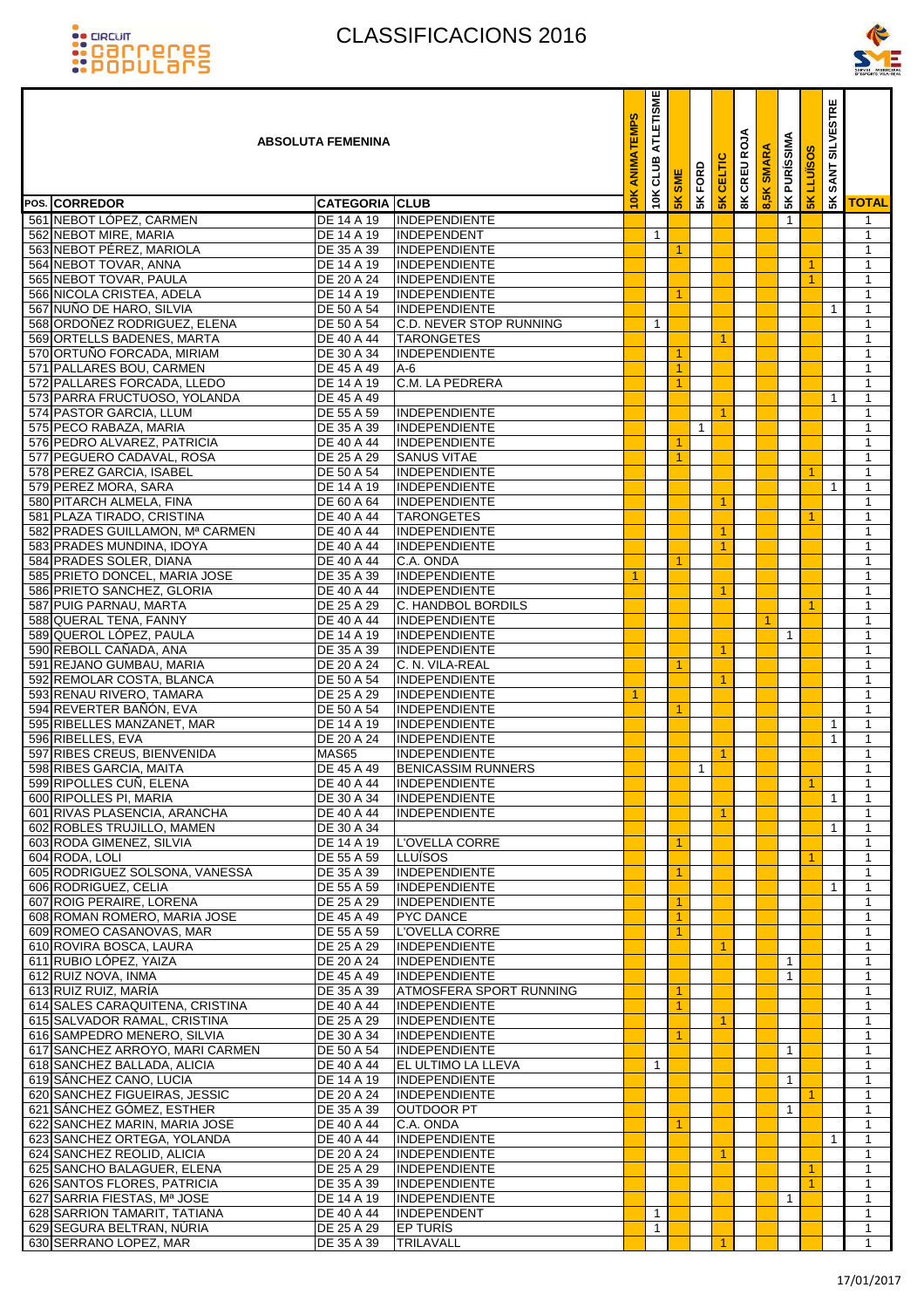# CLASSIFICACIONS 2016

## ABSOLUTA FEMENINA

| POS. | CORREDOR | CATEGORIA | CLUB | 10K ANIMATEMPS | 10K CLUB ATLETISME | 5K SME | 5K FORD | 5K CELTIC | 8K CREU ROJA | 8,5K SMARA | 5K PURÍSSIMA | 5K LLUÏSOS | 5K SANT SILVESTRE | TOTAL |
|---|---|---|---|---|---|---|---|---|---|---|---|---|---|---|
| 561 | NEBOT LÓPEZ, CARMEN | DE 14 A 19 | INDEPENDIENTE | | | | | | | | 1 | | | 1 |
| 562 | NEBOT MIRE, MARIA | DE 14 A 19 | INDEPENDENT | | 1 | | | | | | | | | 1 |
| 563 | NEBOT PÉREZ, MARIOLA | DE 35 A 39 | INDEPENDIENTE | | | 1 | | | | | | | | 1 |
| 564 | NEBOT TOVAR, ANNA | DE 14 A 19 | INDEPENDIENTE | | | | | | | | | 1 | | 1 |
| 565 | NEBOT TOVAR, PAULA | DE 20 A 24 | INDEPENDIENTE | | | | | | | | | 1 | | 1 |
| 566 | NICOLA CRISTEA, ADELA | DE 14 A 19 | INDEPENDIENTE | | | 1 | | | | | | | | 1 |
| 567 | NUÑO DE HARO, SILVIA | DE 50 A 54 | INDEPENDIENTE | | | | | | | | | | 1 | 1 |
| 568 | ORDOÑEZ RODRIGUEZ, ELENA | DE 50 A 54 | C.D. NEVER STOP RUNNING | | 1 | | | | | | | | | 1 |
| 569 | ORTELLS BADENES, MARTA | DE 40 A 44 | TARONGETES | | | | | 1 | | | | | | 1 |
| 570 | ORTUÑO FORCADA, MIRIAM | DE 30 A 34 | INDEPENDIENTE | | | 1 | | | | | | | | 1 |
| 571 | PALLARES BOU, CARMEN | DE 45 A 49 | A-6 | | | 1 | | | | | | | | 1 |
| 572 | PALLARES FORCADA, LLEDO | DE 14 A 19 | C.M. LA PEDRERA | | | 1 | | | | | | | | 1 |
| 573 | PARRA FRUCTUOSO, YOLANDA | DE 45 A 49 | | | | | | | | | | | 1 | 1 |
| 574 | PASTOR GARCIA, LLUM | DE 55 A 59 | INDEPENDIENTE | | | | | 1 | | | | | | 1 |
| 575 | PECO RABAZA, MARIA | DE 35 A 39 | INDEPENDIENTE | | | | 1 | | | | | | | 1 |
| 576 | PEDRO ALVAREZ, PATRICIA | DE 40 A 44 | INDEPENDIENTE | | | 1 | | | | | | | | 1 |
| 577 | PEGUERO CADAVAL, ROSA | DE 25 A 29 | SANUS VITAE | | | 1 | | | | | | | | 1 |
| 578 | PEREZ GARCIA, ISABEL | DE 50 A 54 | INDEPENDIENTE | | | | | | | | | 1 | | 1 |
| 579 | PEREZ MORA, SARA | DE 14 A 19 | INDEPENDIENTE | | | | | | | | | | 1 | 1 |
| 580 | PITARCH ALMELA, FINA | DE 60 A 64 | INDEPENDIENTE | | | | | 1 | | | | | | 1 |
| 581 | PLAZA TIRADO, CRISTINA | DE 40 A 44 | TARONGETES | | | | | | | | | 1 | | 1 |
| 582 | PRADES GUILLAMON, Mª CARMEN | DE 40 A 44 | INDEPENDIENTE | | | | | 1 | | | | | | 1 |
| 583 | PRADES MUNDINA, IDOYA | DE 40 A 44 | INDEPENDIENTE | | | | | 1 | | | | | | 1 |
| 584 | PRADES SOLER, DIANA | DE 40 A 44 | C.A. ONDA | | | 1 | | | | | | | | 1 |
| 585 | PRIETO DONCEL, MARIA JOSE | DE 35 A 39 | INDEPENDIENTE | 1 | | | | | | | | | | 1 |
| 586 | PRIETO SANCHEZ, GLORIA | DE 40 A 44 | INDEPENDIENTE | | | | | 1 | | | | | | 1 |
| 587 | PUIG PARNAU, MARTA | DE 25 A 29 | C. HANDBOL BORDILS | | | | | | | | | 1 | | 1 |
| 588 | QUERAL TENA, FANNY | DE 40 A 44 | INDEPENDIENTE | | | | | | | 1 | | | | 1 |
| 589 | QUEROL LÓPEZ, PAULA | DE 14 A 19 | INDEPENDIENTE | | | | | | | | 1 | | | 1 |
| 590 | REBOLL CAÑADA, ANA | DE 35 A 39 | INDEPENDIENTE | | | | | 1 | | | | | | 1 |
| 591 | REJANO GUMBAU, MARIA | DE 20 A 24 | C. N. VILA-REAL | | | 1 | | | | | | | | 1 |
| 592 | REMOLAR COSTA, BLANCA | DE 50 A 54 | INDEPENDIENTE | | | | | 1 | | | | | | 1 |
| 593 | RENAU RIVERO, TAMARA | DE 25 A 29 | INDEPENDIENTE | 1 | | | | | | | | | | 1 |
| 594 | REVERTER BAÑÓN, EVA | DE 50 A 54 | INDEPENDIENTE | | | 1 | | | | | | | | 1 |
| 595 | RIBELLES MANZANET, MAR | DE 14 A 19 | INDEPENDIENTE | | | | | | | | | | 1 | 1 |
| 596 | RIBELLES, EVA | DE 20 A 24 | INDEPENDIENTE | | | | | | | | | | 1 | 1 |
| 597 | RIBES CREUS, BIENVENIDA | MAS65 | INDEPENDIENTE | | | | | 1 | | | | | | 1 |
| 598 | RIBES GARCIA, MAITA | DE 45 A 49 | BENICASSIM RUNNERS | | | | 1 | | | | | | | 1 |
| 599 | RIPOLLES CUÑ, ELENA | DE 40 A 44 | INDEPENDIENTE | | | | | | | | | 1 | | 1 |
| 600 | RIPOLLES PI, MARIA | DE 30 A 34 | INDEPENDIENTE | | | | | | | | | | 1 | 1 |
| 601 | RIVAS PLASENCIA, ARANCHA | DE 40 A 44 | INDEPENDIENTE | | | | | 1 | | | | | | 1 |
| 602 | ROBLES TRUJILLO, MAMEN | DE 30 A 34 | | | | | | | | | | | 1 | 1 |
| 603 | RODA GIMENEZ, SILVIA | DE 14 A 19 | L'OVELLA CORRE | | | 1 | | | | | | | | 1 |
| 604 | RODA, LOLI | DE 55 A 59 | LLUÏSOS | | | | | | | | | 1 | | 1 |
| 605 | RODRIGUEZ SOLSONA, VANESSA | DE 35 A 39 | INDEPENDIENTE | | | 1 | | | | | | | | 1 |
| 606 | RODRIGUEZ, CELIA | DE 55 A 59 | INDEPENDIENTE | | | | | | | | | | 1 | 1 |
| 607 | ROIG PERAIRE, LORENA | DE 25 A 29 | INDEPENDIENTE | | | 1 | | | | | | | | 1 |
| 608 | ROMAN ROMERO, MARIA JOSE | DE 45 A 49 | PYC DANCE | | | 1 | | | | | | | | 1 |
| 609 | ROMEO CASANOVAS, MAR | DE 55 A 59 | L'OVELLA CORRE | | | 1 | | | | | | | | 1 |
| 610 | ROVIRA BOSCA, LAURA | DE 25 A 29 | INDEPENDIENTE | | | | | 1 | | | | | | 1 |
| 611 | RUBIO LÓPEZ, YAIZA | DE 20 A 24 | INDEPENDIENTE | | | | | | | | 1 | | | 1 |
| 612 | RUIZ NOVA, INMA | DE 45 A 49 | INDEPENDIENTE | | | | | | | | 1 | | | 1 |
| 613 | RUIZ RUIZ, MARÍA | DE 35 A 39 | ATMOSFERA SPORT RUNNING | | | 1 | | | | | | | | 1 |
| 614 | SALES CARAQUITENA, CRISTINA | DE 40 A 44 | INDEPENDIENTE | | | 1 | | | | | | | | 1 |
| 615 | SALVADOR RAMAL, CRISTINA | DE 25 A 29 | INDEPENDIENTE | | | | | 1 | | | | | | 1 |
| 616 | SAMPEDRO MENERO, SILVIA | DE 30 A 34 | INDEPENDIENTE | | | 1 | | | | | | | | 1 |
| 617 | SANCHEZ ARROYO, MARI CARMEN | DE 50 A 54 | INDEPENDIENTE | | | | | | | | 1 | | | 1 |
| 618 | SANCHEZ BALLADA, ALICIA | DE 40 A 44 | EL ULTIMO LA LLEVA | | 1 | | | | | | | | | 1 |
| 619 | SÁNCHEZ CANO, LUCIA | DE 14 A 19 | INDEPENDIENTE | | | | | | | | 1 | | | 1 |
| 620 | SANCHEZ FIGUEIRAS, JESSIC | DE 20 A 24 | INDEPENDIENTE | | | | | | | | | 1 | | 1 |
| 621 | SÁNCHEZ GÓMEZ, ESTHER | DE 35 A 39 | OUTDOOR PT | | | | | | | | 1 | | | 1 |
| 622 | SANCHEZ MARIN, MARIA JOSE | DE 40 A 44 | C.A. ONDA | | | 1 | | | | | | | | 1 |
| 623 | SANCHEZ ORTEGA, YOLANDA | DE 40 A 44 | INDEPENDIENTE | | | | | | | | | | 1 | 1 |
| 624 | SANCHEZ REOLID, ALICIA | DE 20 A 24 | INDEPENDIENTE | | | | | 1 | | | | | | 1 |
| 625 | SANCHO BALAGUER, ELENA | DE 25 A 29 | INDEPENDIENTE | | | | | | | | | 1 | | 1 |
| 626 | SANTOS FLORES, PATRICIA | DE 35 A 39 | INDEPENDIENTE | | | | | | | | | 1 | | 1 |
| 627 | SARRIA FIESTAS, Mª JOSE | DE 14 A 19 | INDEPENDIENTE | | | | | | | | 1 | | | 1 |
| 628 | SARRION TAMARIT, TATIANA | DE 40 A 44 | INDEPENDENT | | 1 | | | | | | | | | 1 |
| 629 | SEGURA BELTRAN, NÚRIA | DE 25 A 29 | EP TURÍS | | 1 | | | | | | | | | 1 |
| 630 | SERRANO LOPEZ, MAR | DE 35 A 39 | TRILAVALL | | | | | 1 | | | | | | 1 |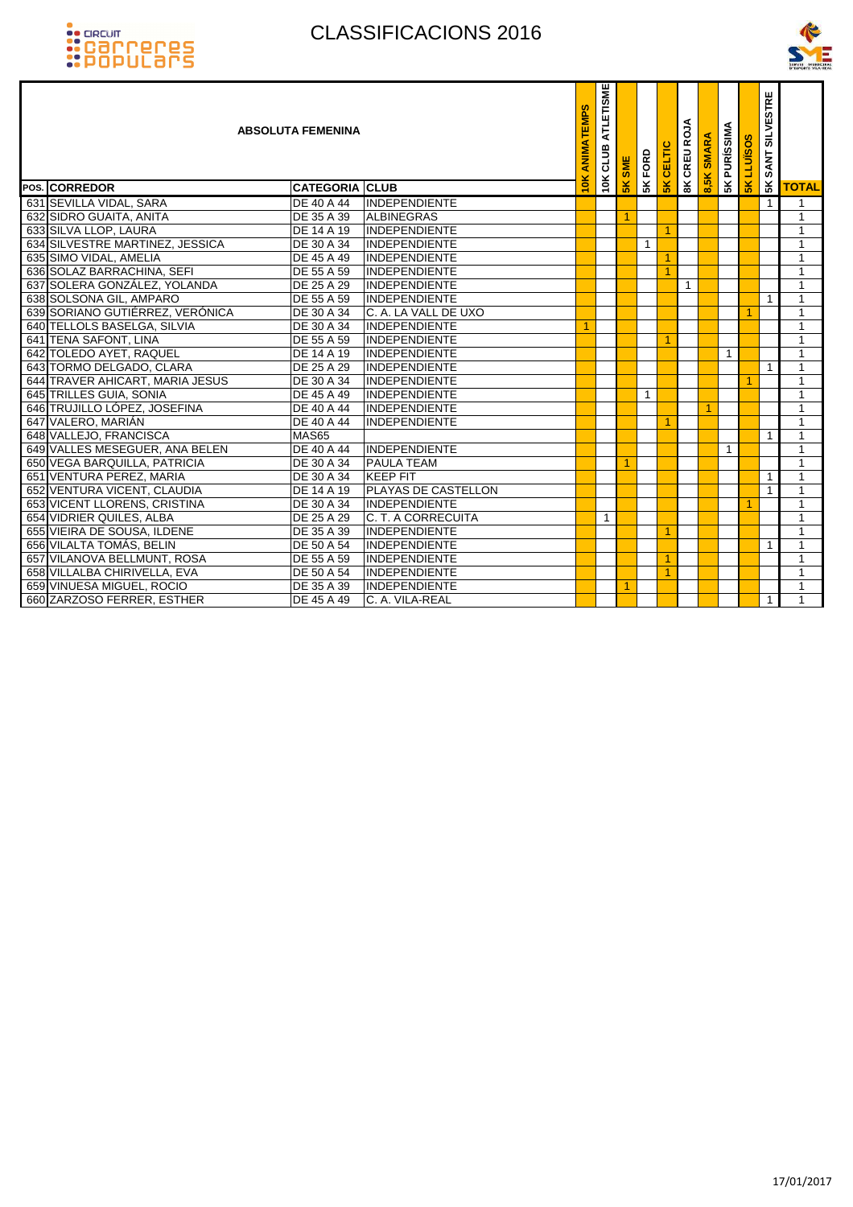# CLASSIFICACIONS 2016

## ABSOLUTA FEMENINA

| POS. | CORREDOR | CATEGORIA | CLUB | 10K ANIMATEMPS | 10K CLUB ATLETISME | 5K SME | 5K FORD | 5K CELTIC | 8K CREU ROJA | 8,5K SMARA | 5K PURÍSSIMA | 5K LLUÏSOS | 5K SANT SILVESTRE | TOTAL |
|---|---|---|---|---|---|---|---|---|---|---|---|---|---|---|
| 631 | SEVILLA VIDAL, SARA | DE 40 A 44 | INDEPENDIENTE | | | | | | | | | | 1 | 1 |
| 632 | SIDRO GUAITA, ANITA | DE 35 A 39 | ALBINEGRAS | | | 1 | | | | | | | | 1 |
| 633 | SILVA LLOP, LAURA | DE 14 A 19 | INDEPENDIENTE | | | | | 1 | | | | | | 1 |
| 634 | SILVESTRE MARTINEZ, JESSICA | DE 30 A 34 | INDEPENDIENTE | | | | 1 | | | | | | | 1 |
| 635 | SIMO VIDAL, AMELIA | DE 45 A 49 | INDEPENDIENTE | | | | | 1 | | | | | | 1 |
| 636 | SOLAZ BARRACHINA, SEFI | DE 55 A 59 | INDEPENDIENTE | | | | | 1 | | | | | | 1 |
| 637 | SOLERA GONZÁLEZ, YOLANDA | DE 25 A 29 | INDEPENDIENTE | | | | | | 1 | | | | | 1 |
| 638 | SOLSONA GIL, AMPARO | DE 55 A 59 | INDEPENDIENTE | | | | | | | | | | 1 | 1 |
| 639 | SORIANO GUTIÉRREZ, VERÓNICA | DE 30 A 34 | C. A. LA VALL DE UXO | | | | | | | | | 1 | | 1 |
| 640 | TELLOLS BASELGA, SILVIA | DE 30 A 34 | INDEPENDIENTE | 1 | | | | | | | | | | 1 |
| 641 | TENA SAFONT, LINA | DE 55 A 59 | INDEPENDIENTE | | | | | 1 | | | | | | 1 |
| 642 | TOLEDO AYET, RAQUEL | DE 14 A 19 | INDEPENDIENTE | | | | | | | | 1 | | | 1 |
| 643 | TORMO DELGADO, CLARA | DE 25 A 29 | INDEPENDIENTE | | | | | | | | | | 1 | 1 |
| 644 | TRAVER AHICART, MARIA JESUS | DE 30 A 34 | INDEPENDIENTE | | | | | | | | | 1 | | 1 |
| 645 | TRILLES GUIA, SONIA | DE 45 A 49 | INDEPENDIENTE | | | | 1 | | | | | | | 1 |
| 646 | TRUJILLO LÓPEZ, JOSEFINA | DE 40 A 44 | INDEPENDIENTE | | | | | | | 1 | | | | 1 |
| 647 | VALERO, MARIÁN | DE 40 A 44 | INDEPENDIENTE | | | | | 1 | | | | | | 1 |
| 648 | VALLEJO, FRANCISCA | MAS65 | | | | | | | | | | | 1 | 1 |
| 649 | VALLES MESEGUER, ANA BELEN | DE 40 A 44 | INDEPENDIENTE | | | | | | | | 1 | | | 1 |
| 650 | VEGA BARQUILLA, PATRICIA | DE 30 A 34 | PAULA TEAM | | | 1 | | | | | | | | 1 |
| 651 | VENTURA PEREZ, MARIA | DE 30 A 34 | KEEP FIT | | | | | | | | | | 1 | 1 |
| 652 | VENTURA VICENT, CLAUDIA | DE 14 A 19 | PLAYAS DE CASTELLON | | | | | | | | | | 1 | 1 |
| 653 | VICENT LLORENS, CRISTINA | DE 30 A 34 | INDEPENDIENTE | | | | | | | | | 1 | | 1 |
| 654 | VIDRIER QUILES, ALBA | DE 25 A 29 | C. T. A CORRECUITA | | 1 | | | | | | | | | 1 |
| 655 | VIEIRA DE SOUSA, ILDENE | DE 35 A 39 | INDEPENDIENTE | | | | | 1 | | | | | | 1 |
| 656 | VILALTA TOMÁS, BELIN | DE 50 A 54 | INDEPENDIENTE | | | | | | | | | | 1 | 1 |
| 657 | VILANOVA BELLMUNT, ROSA | DE 55 A 59 | INDEPENDIENTE | | | | | 1 | | | | | | 1 |
| 658 | VILLALBA CHIRIVELLA, EVA | DE 50 A 54 | INDEPENDIENTE | | | | | 1 | | | | | | 1 |
| 659 | VINUESA MIGUEL, ROCIO | DE 35 A 39 | INDEPENDIENTE | | | 1 | | | | | | | | 1 |
| 660 | ZARZOSO FERRER, ESTHER | DE 45 A 49 | C. A. VILA-REAL | | | | | | | | | | 1 | 1 |